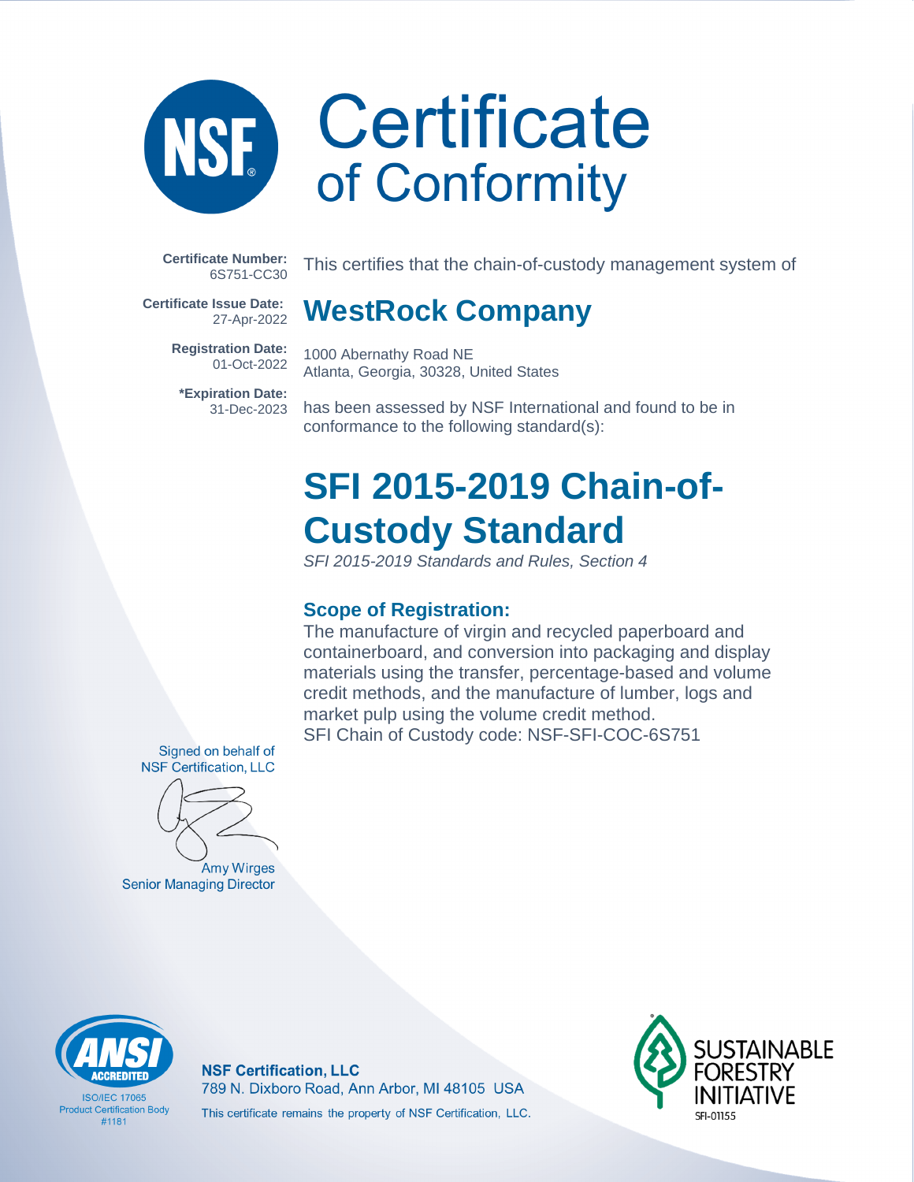# Certificate of Conformity

**Certificate Number:** 6S751-CC30

**Certificate Issue Date:** 27-Apr-2022

**Registration Date:** 01-Oct-2022

***Expiration Date:** 31-Dec-2023

This certifies that the chain-of-custody management system of

## WestRock Company

1000 Abernathy Road NE
Atlanta, Georgia, 30328, United States

has been assessed by NSF International and found to be in conformance to the following standard(s):

# SFI 2015-2019 Chain-of-Custody Standard

*SFI 2015-2019 Standards and Rules, Section 4*

### Scope of Registration:

The manufacture of virgin and recycled paperboard and containerboard, and conversion into packaging and display materials using the transfer, percentage-based and volume credit methods, and the manufacture of lumber, logs and market pulp using the volume credit method.
SFI Chain of Custody code: NSF-SFI-COC-6S751

Signed on behalf of NSF Certification, LLC

Amy Wirges
Senior Managing Director

ANSI ACCREDITED
ISO/IEC 17065
Product Certification Body
#1181

**NSF Certification, LLC**
789 N. Dixboro Road, Ann Arbor, MI 48105 USA
This certificate remains the property of NSF Certification, LLC.

SUSTAINABLE FORESTRY INITIATIVE
SFI-01155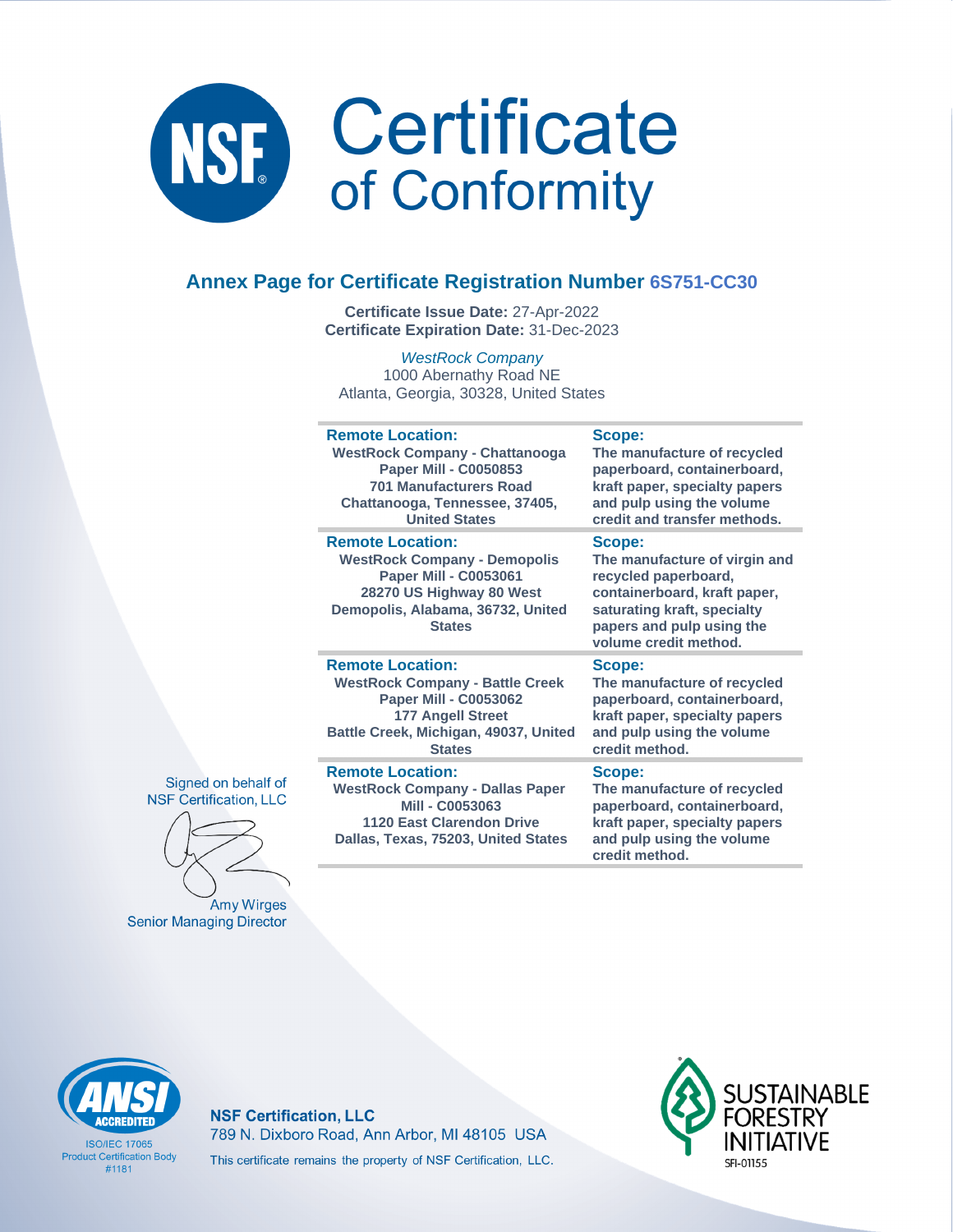# Certificate of Conformity

## Annex Page for Certificate Registration Number 6S751-CC30

**Certificate Issue Date:** 27-Apr-2022
**Certificate Expiration Date:** 31-Dec-2023

*WestRock Company*
1000 Abernathy Road NE
Atlanta, Georgia, 30328, United States

| Remote Location: | Scope: |
|---|---|
| **WestRock Company - Chattanooga Paper Mill - C0050853**<br>**701 Manufacturers Road**<br>**Chattanooga, Tennessee, 37405, United States** | **The manufacture of recycled paperboard, containerboard, kraft paper, specialty papers and pulp using the volume credit and transfer methods.** |
| **WestRock Company - Demopolis Paper Mill - C0053061**<br>**28270 US Highway 80 West**<br>**Demopolis, Alabama, 36732, United States** | **The manufacture of virgin and recycled paperboard, containerboard, kraft paper, saturating kraft, specialty papers and pulp using the volume credit method.** |
| **WestRock Company - Battle Creek Paper Mill - C0053062**<br>**177 Angell Street**<br>**Battle Creek, Michigan, 49037, United States** | **The manufacture of recycled paperboard, containerboard, kraft paper, specialty papers and pulp using the volume credit method.** |
| **WestRock Company - Dallas Paper Mill - C0053063**<br>**1120 East Clarendon Drive**<br>**Dallas, Texas, 75203, United States** | **The manufacture of recycled paperboard, containerboard, kraft paper, specialty papers and pulp using the volume credit method.** |

Signed on behalf of
NSF Certification, LLC

Amy Wirges
Senior Managing Director

ANSI ACCREDITED
ISO/IEC 17065
Product Certification Body
#1181

**NSF Certification, LLC**
789 N. Dixboro Road, Ann Arbor, MI 48105 USA
This certificate remains the property of NSF Certification, LLC.

SUSTAINABLE FORESTRY INITIATIVE
SFI-01155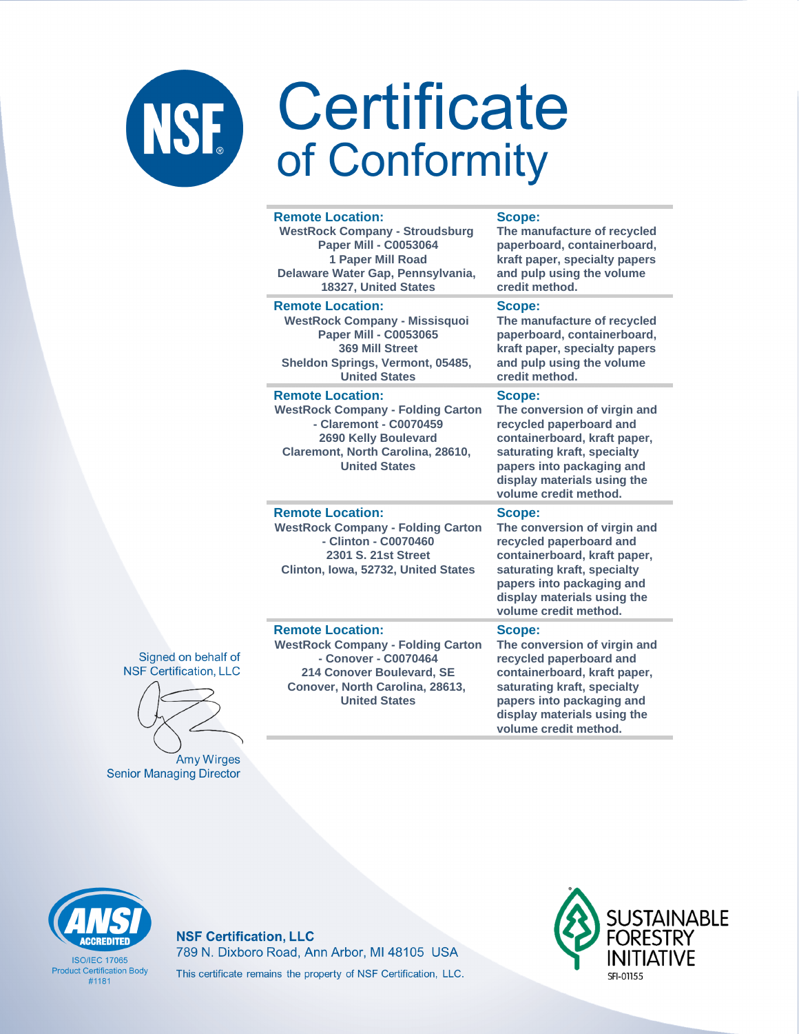# Certificate of Conformity

| Remote Location: | Scope: |
| --- | --- |
| WestRock Company - Stroudsburg Paper Mill - C0053064<br>1 Paper Mill Road<br>Delaware Water Gap, Pennsylvania, 18327, United States | The manufacture of recycled paperboard, containerboard, kraft paper, specialty papers and pulp using the volume credit method. |
| **Remote Location:**<br>WestRock Company - Missisquoi Paper Mill - C0053065<br>369 Mill Street<br>Sheldon Springs, Vermont, 05485, United States | **Scope:**<br>The manufacture of recycled paperboard, containerboard, kraft paper, specialty papers and pulp using the volume credit method. |
| **Remote Location:**<br>WestRock Company - Folding Carton - Claremont - C0070459<br>2690 Kelly Boulevard<br>Claremont, North Carolina, 28610, United States | **Scope:**<br>The conversion of virgin and recycled paperboard and containerboard, kraft paper, saturating kraft, specialty papers into packaging and display materials using the volume credit method. |
| **Remote Location:**<br>WestRock Company - Folding Carton - Clinton - C0070460<br>2301 S. 21st Street<br>Clinton, Iowa, 52732, United States | **Scope:**<br>The conversion of virgin and recycled paperboard and containerboard, kraft paper, saturating kraft, specialty papers into packaging and display materials using the volume credit method. |
| **Remote Location:**<br>WestRock Company - Folding Carton - Conover - C0070464<br>214 Conover Boulevard, SE<br>Conover, North Carolina, 28613, United States | **Scope:**<br>The conversion of virgin and recycled paperboard and containerboard, kraft paper, saturating kraft, specialty papers into packaging and display materials using the volume credit method. |

Signed on behalf of
NSF Certification, LLC

Amy Wirges
Senior Managing Director

ANSI ACCREDITED
ISO/IEC 17065
Product Certification Body
#1181

**NSF Certification, LLC**
789 N. Dixboro Road, Ann Arbor, MI 48105 USA
This certificate remains the property of NSF Certification, LLC.

SUSTAINABLE FORESTRY INITIATIVE
SFI-01155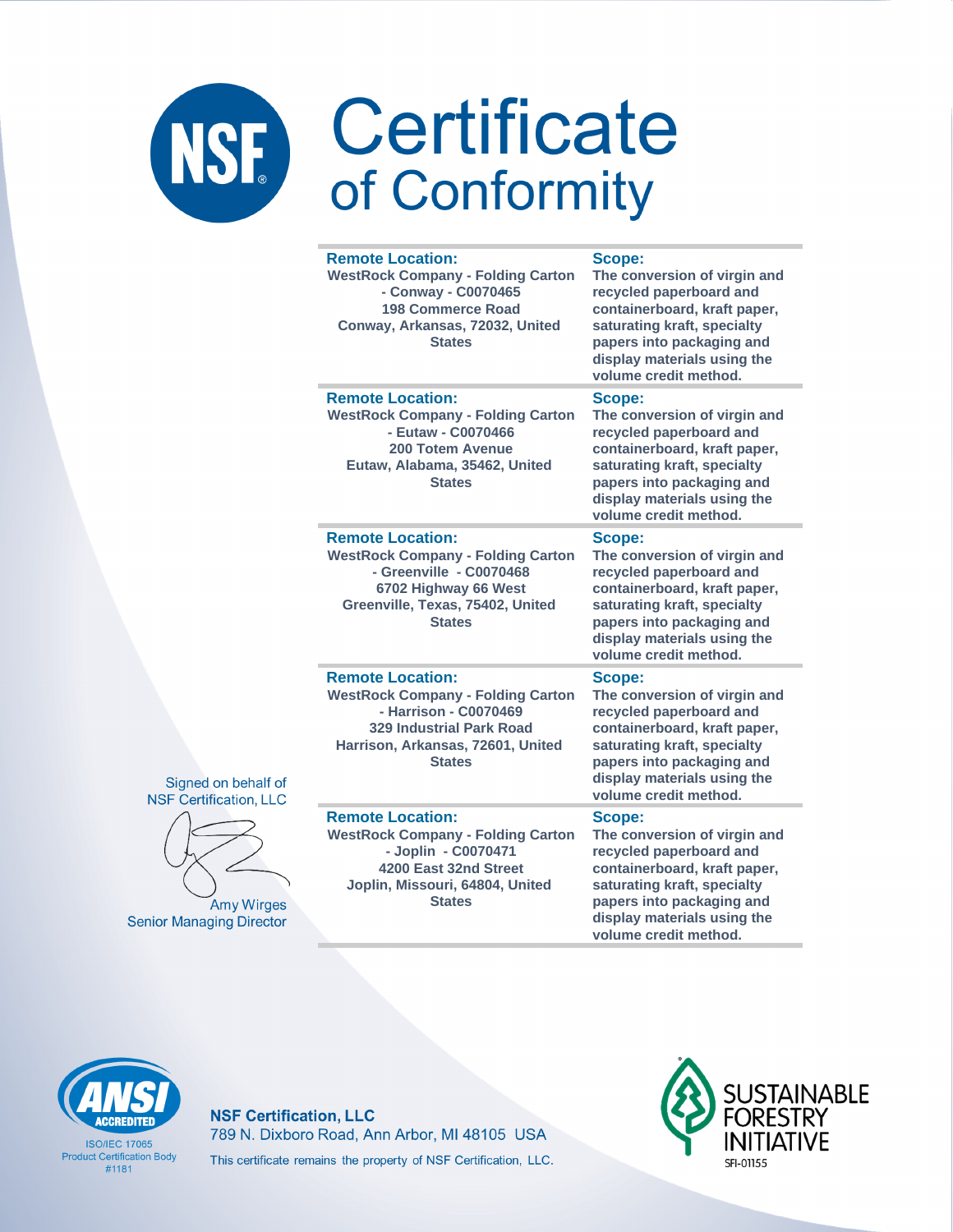# Certificate of Conformity

| Remote Location: | Scope: |
|---|---|
| WestRock Company - Folding Carton - Conway - C0070465<br>198 Commerce Road<br>Conway, Arkansas, 72032, United States | The conversion of virgin and recycled paperboard and containerboard, kraft paper, saturating kraft, specialty papers into packaging and display materials using the volume credit method. |
| WestRock Company - Folding Carton - Eutaw - C0070466<br>200 Totem Avenue<br>Eutaw, Alabama, 35462, United States | The conversion of virgin and recycled paperboard and containerboard, kraft paper, saturating kraft, specialty papers into packaging and display materials using the volume credit method. |
| WestRock Company - Folding Carton - Greenville - C0070468<br>6702 Highway 66 West<br>Greenville, Texas, 75402, United States | The conversion of virgin and recycled paperboard and containerboard, kraft paper, saturating kraft, specialty papers into packaging and display materials using the volume credit method. |
| WestRock Company - Folding Carton - Harrison - C0070469<br>329 Industrial Park Road<br>Harrison, Arkansas, 72601, United States | The conversion of virgin and recycled paperboard and containerboard, kraft paper, saturating kraft, specialty papers into packaging and display materials using the volume credit method. |
| WestRock Company - Folding Carton - Joplin - C0070471<br>4200 East 32nd Street<br>Joplin, Missouri, 64804, United States | The conversion of virgin and recycled paperboard and containerboard, kraft paper, saturating kraft, specialty papers into packaging and display materials using the volume credit method. |

Signed on behalf of
NSF Certification, LLC

Amy Wirges
Senior Managing Director

ISO/IEC 17065
Product Certification Body
#1181

**NSF Certification, LLC**
789 N. Dixboro Road, Ann Arbor, MI 48105 USA
This certificate remains the property of NSF Certification, LLC.

SUSTAINABLE FORESTRY INITIATIVE
SFI-01155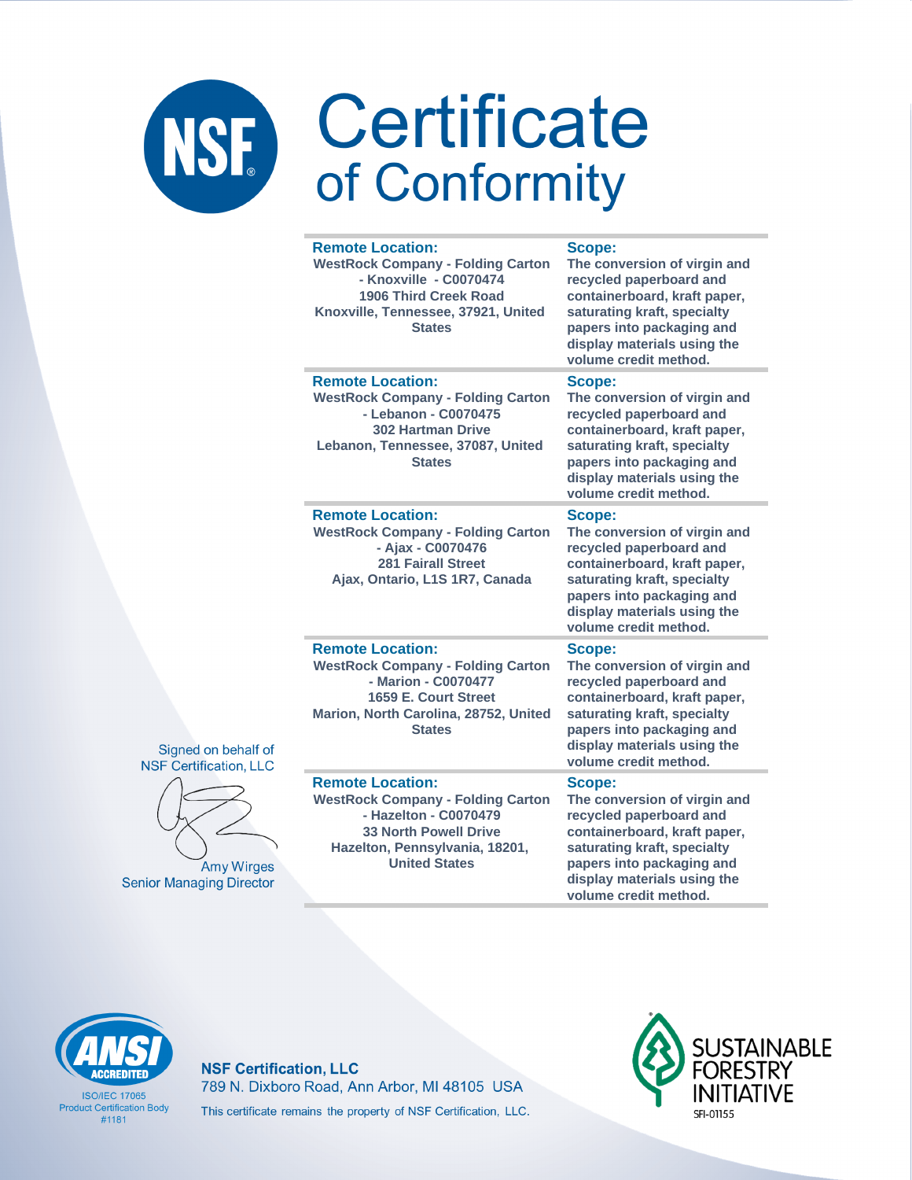# Certificate of Conformity

| Remote Location: | Scope: |
| --- | --- |
| WestRock Company - Folding Carton - Knoxville - C0070474<br>1906 Third Creek Road<br>Knoxville, Tennessee, 37921, United States | The conversion of virgin and recycled paperboard and containerboard, kraft paper, saturating kraft, specialty papers into packaging and display materials using the volume credit method. |
| **Remote Location:**<br>WestRock Company - Folding Carton - Lebanon - C0070475<br>302 Hartman Drive<br>Lebanon, Tennessee, 37087, United States | **Scope:**<br>The conversion of virgin and recycled paperboard and containerboard, kraft paper, saturating kraft, specialty papers into packaging and display materials using the volume credit method. |
| **Remote Location:**<br>WestRock Company - Folding Carton - Ajax - C0070476<br>281 Fairall Street<br>Ajax, Ontario, L1S 1R7, Canada | **Scope:**<br>The conversion of virgin and recycled paperboard and containerboard, kraft paper, saturating kraft, specialty papers into packaging and display materials using the volume credit method. |
| **Remote Location:**<br>WestRock Company - Folding Carton - Marion - C0070477<br>1659 E. Court Street<br>Marion, North Carolina, 28752, United States | **Scope:**<br>The conversion of virgin and recycled paperboard and containerboard, kraft paper, saturating kraft, specialty papers into packaging and display materials using the volume credit method. |
| **Remote Location:**<br>WestRock Company - Folding Carton - Hazelton - C0070479<br>33 North Powell Drive<br>Hazelton, Pennsylvania, 18201, United States | **Scope:**<br>The conversion of virgin and recycled paperboard and containerboard, kraft paper, saturating kraft, specialty papers into packaging and display materials using the volume credit method. |

Signed on behalf of
NSF Certification, LLC

Amy Wirges
Senior Managing Director

ANSI ACCREDITED
ISO/IEC 17065
Product Certification Body
#1181

**NSF Certification, LLC**
789 N. Dixboro Road, Ann Arbor, MI 48105 USA
This certificate remains the property of NSF Certification, LLC.

SUSTAINABLE FORESTRY INITIATIVE
SFI-01155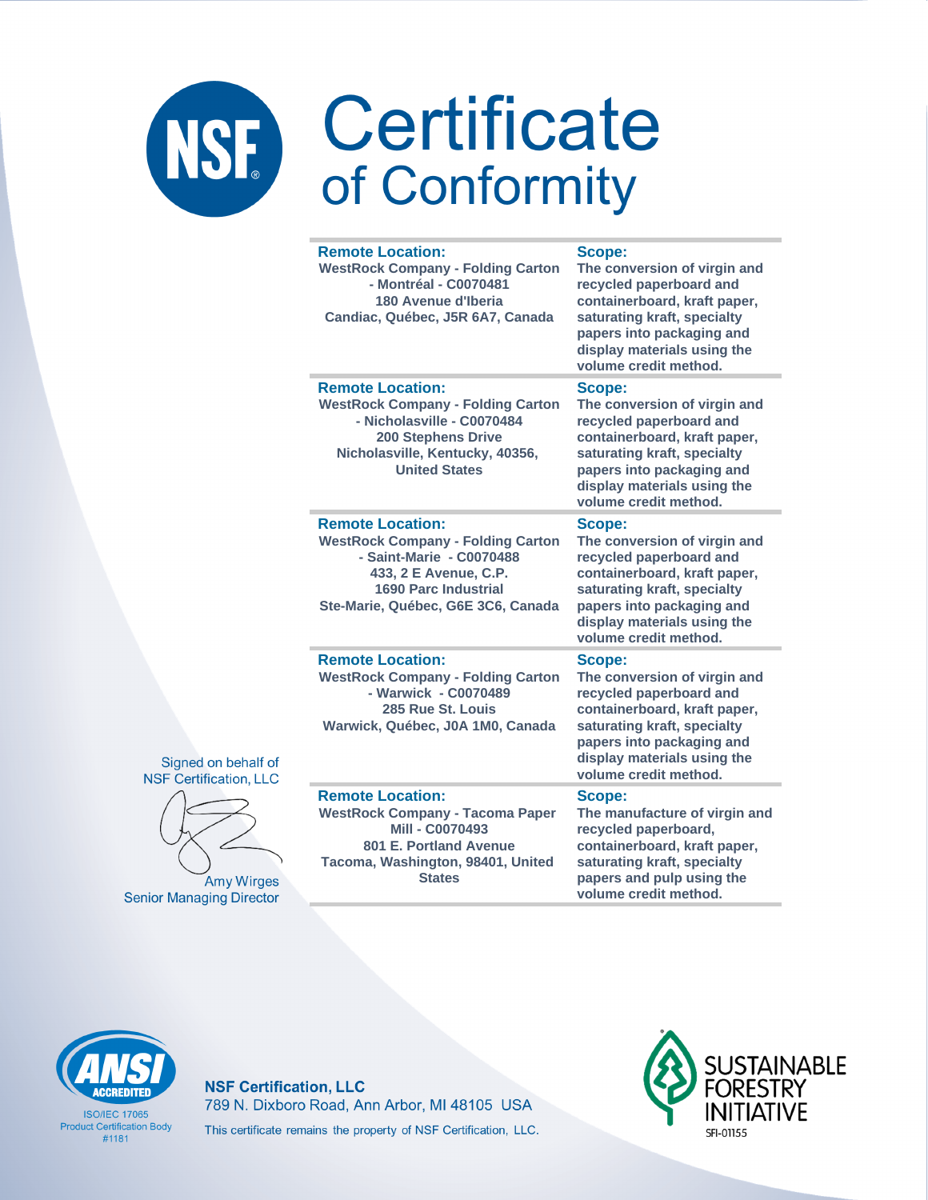# Certificate of Conformity

| Remote Location: | Scope: |
|---|---|
| WestRock Company - Folding Carton - Montréal - C0070481<br>180 Avenue d'Iberia<br>Candiac, Québec, J5R 6A7, Canada | The conversion of virgin and recycled paperboard and containerboard, kraft paper, saturating kraft, specialty papers into packaging and display materials using the volume credit method. |
| WestRock Company - Folding Carton - Nicholasville - C0070484<br>200 Stephens Drive<br>Nicholasville, Kentucky, 40356, United States | The conversion of virgin and recycled paperboard and containerboard, kraft paper, saturating kraft, specialty papers into packaging and display materials using the volume credit method. |
| WestRock Company - Folding Carton - Saint-Marie - C0070488<br>433, 2 E Avenue, C.P.<br>1690 Parc Industrial<br>Ste-Marie, Québec, G6E 3C6, Canada | The conversion of virgin and recycled paperboard and containerboard, kraft paper, saturating kraft, specialty papers into packaging and display materials using the volume credit method. |
| WestRock Company - Folding Carton - Warwick - C0070489<br>285 Rue St. Louis<br>Warwick, Québec, J0A 1M0, Canada | The conversion of virgin and recycled paperboard and containerboard, kraft paper, saturating kraft, specialty papers into packaging and display materials using the volume credit method. |
| WestRock Company - Tacoma Paper Mill - C0070493<br>801 E. Portland Avenue<br>Tacoma, Washington, 98401, United States | The manufacture of virgin and recycled paperboard, containerboard, kraft paper, saturating kraft, specialty papers and pulp using the volume credit method. |

Signed on behalf of
NSF Certification, LLC

Amy Wirges
Senior Managing Director

ANSI ACCREDITED
ISO/IEC 17065
Product Certification Body
#1181

**NSF Certification, LLC**
789 N. Dixboro Road, Ann Arbor, MI 48105 USA
This certificate remains the property of NSF Certification, LLC.

SUSTAINABLE FORESTRY INITIATIVE
SFI-01155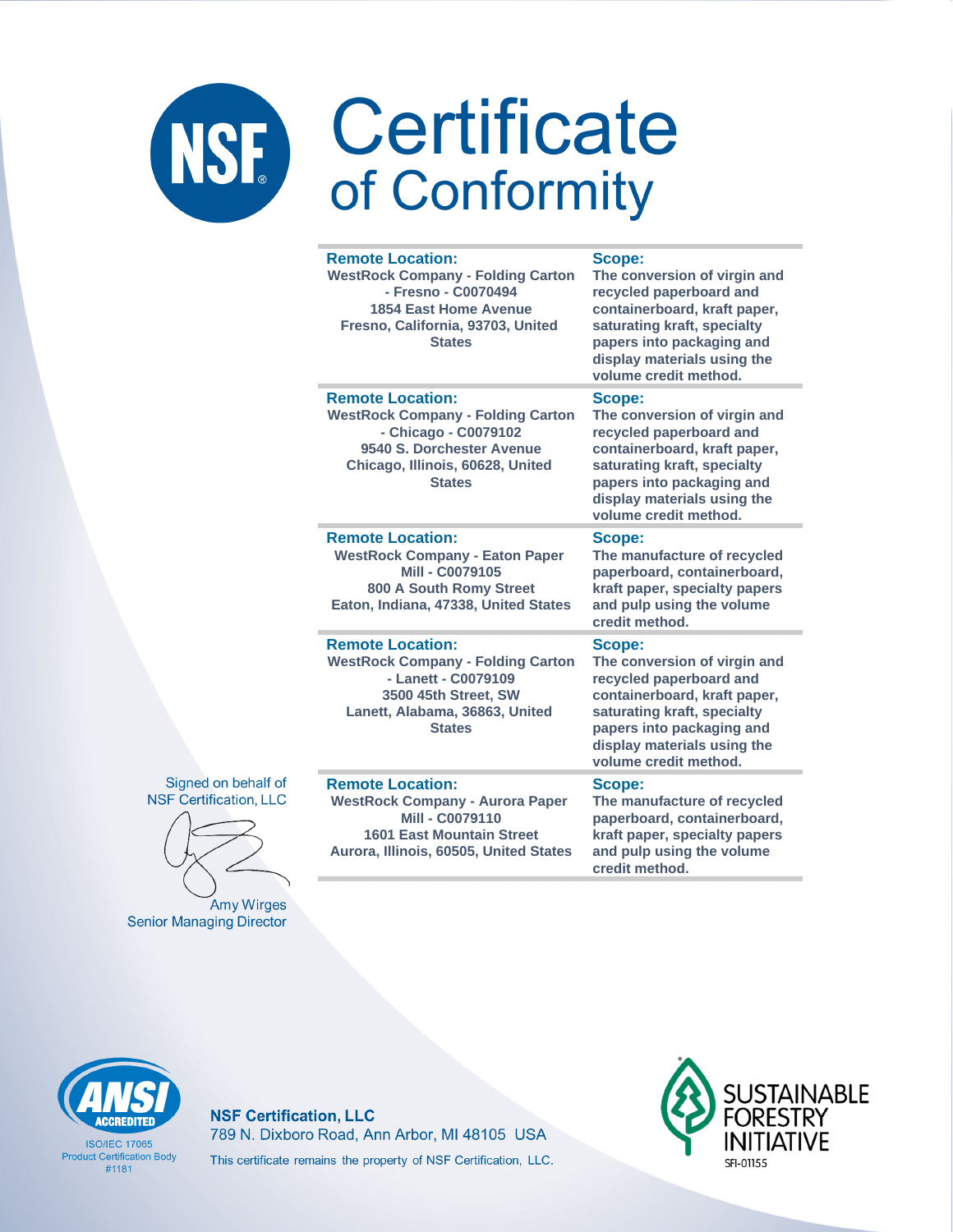# Certificate of Conformity

| Remote Location: | Scope: |
|---|---|
| WestRock Company - Folding Carton - Fresno - C0070494<br>1854 East Home Avenue<br>Fresno, California, 93703, United States | The conversion of virgin and recycled paperboard and containerboard, kraft paper, saturating kraft, specialty papers into packaging and display materials using the volume credit method. |
| WestRock Company - Folding Carton - Chicago - C0079102<br>9540 S. Dorchester Avenue<br>Chicago, Illinois, 60628, United States | The conversion of virgin and recycled paperboard and containerboard, kraft paper, saturating kraft, specialty papers into packaging and display materials using the volume credit method. |
| WestRock Company - Eaton Paper Mill - C0079105<br>800 A South Romy Street<br>Eaton, Indiana, 47338, United States | The manufacture of recycled paperboard, containerboard, kraft paper, specialty papers and pulp using the volume credit method. |
| WestRock Company - Folding Carton - Lanett - C0079109<br>3500 45th Street, SW<br>Lanett, Alabama, 36863, United States | The conversion of virgin and recycled paperboard and containerboard, kraft paper, saturating kraft, specialty papers into packaging and display materials using the volume credit method. |
| WestRock Company - Aurora Paper Mill - C0079110<br>1601 East Mountain Street<br>Aurora, Illinois, 60505, United States | The manufacture of recycled paperboard, containerboard, kraft paper, specialty papers and pulp using the volume credit method. |

Signed on behalf of NSF Certification, LLC

Amy Wirges
Senior Managing Director

ANSI ACCREDITED
ISO/IEC 17065 Product Certification Body #1181

**NSF Certification, LLC**
789 N. Dixboro Road, Ann Arbor, MI 48105 USA
This certificate remains the property of NSF Certification, LLC.

SUSTAINABLE FORESTRY INITIATIVE
SFI-01155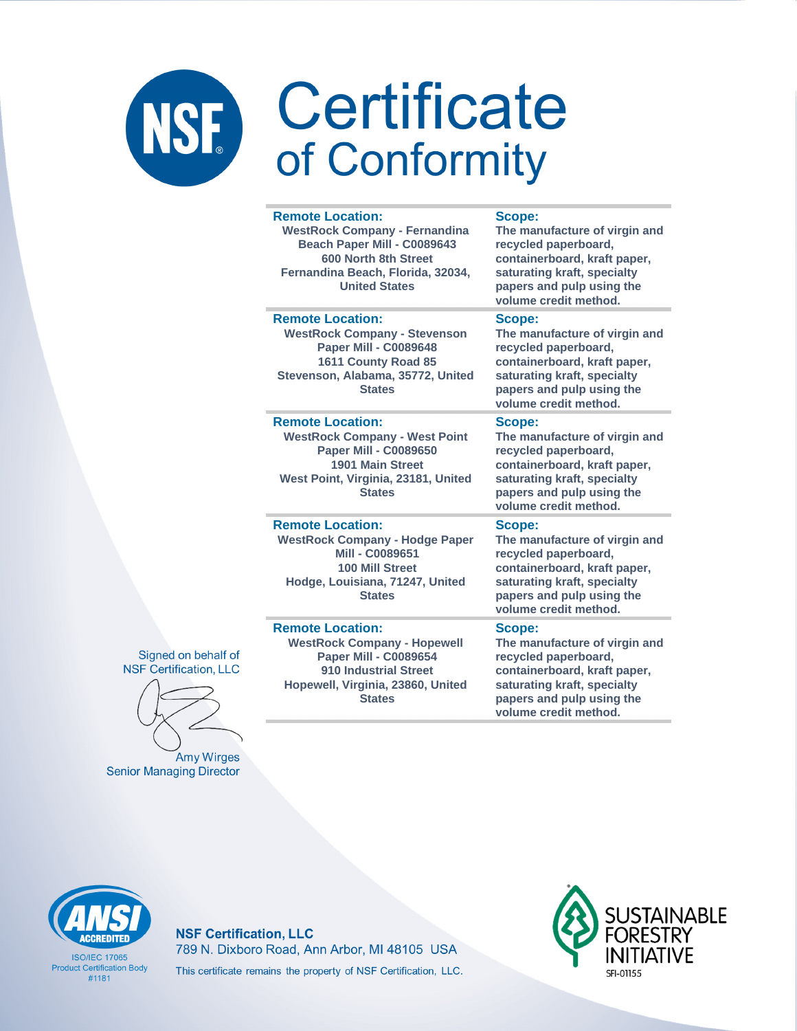# Certificate of Conformity

| Remote Location | Scope |
|---|---|
| **WestRock Company - Fernandina Beach Paper Mill - C0089643**<br>600 North 8th Street<br>Fernandina Beach, Florida, 32034, United States | The manufacture of virgin and recycled paperboard, containerboard, kraft paper, saturating kraft, specialty papers and pulp using the volume credit method. |
| **WestRock Company - Stevenson Paper Mill - C0089648**<br>1611 County Road 85<br>Stevenson, Alabama, 35772, United States | The manufacture of virgin and recycled paperboard, containerboard, kraft paper, saturating kraft, specialty papers and pulp using the volume credit method. |
| **WestRock Company - West Point Paper Mill - C0089650**<br>1901 Main Street<br>West Point, Virginia, 23181, United States | The manufacture of virgin and recycled paperboard, containerboard, kraft paper, saturating kraft, specialty papers and pulp using the volume credit method. |
| **WestRock Company - Hodge Paper Mill - C0089651**<br>100 Mill Street<br>Hodge, Louisiana, 71247, United States | The manufacture of virgin and recycled paperboard, containerboard, kraft paper, saturating kraft, specialty papers and pulp using the volume credit method. |
| **WestRock Company - Hopewell Paper Mill - C0089654**<br>910 Industrial Street<br>Hopewell, Virginia, 23860, United States | The manufacture of virgin and recycled paperboard, containerboard, kraft paper, saturating kraft, specialty papers and pulp using the volume credit method. |

Signed on behalf of NSF Certification, LLC

Amy Wirges
Senior Managing Director

ANSI ACCREDITED
ISO/IEC 17065 Product Certification Body #1181

**NSF Certification, LLC**
789 N. Dixboro Road, Ann Arbor, MI 48105 USA
This certificate remains the property of NSF Certification, LLC.

SUSTAINABLE FORESTRY INITIATIVE
SFI-01155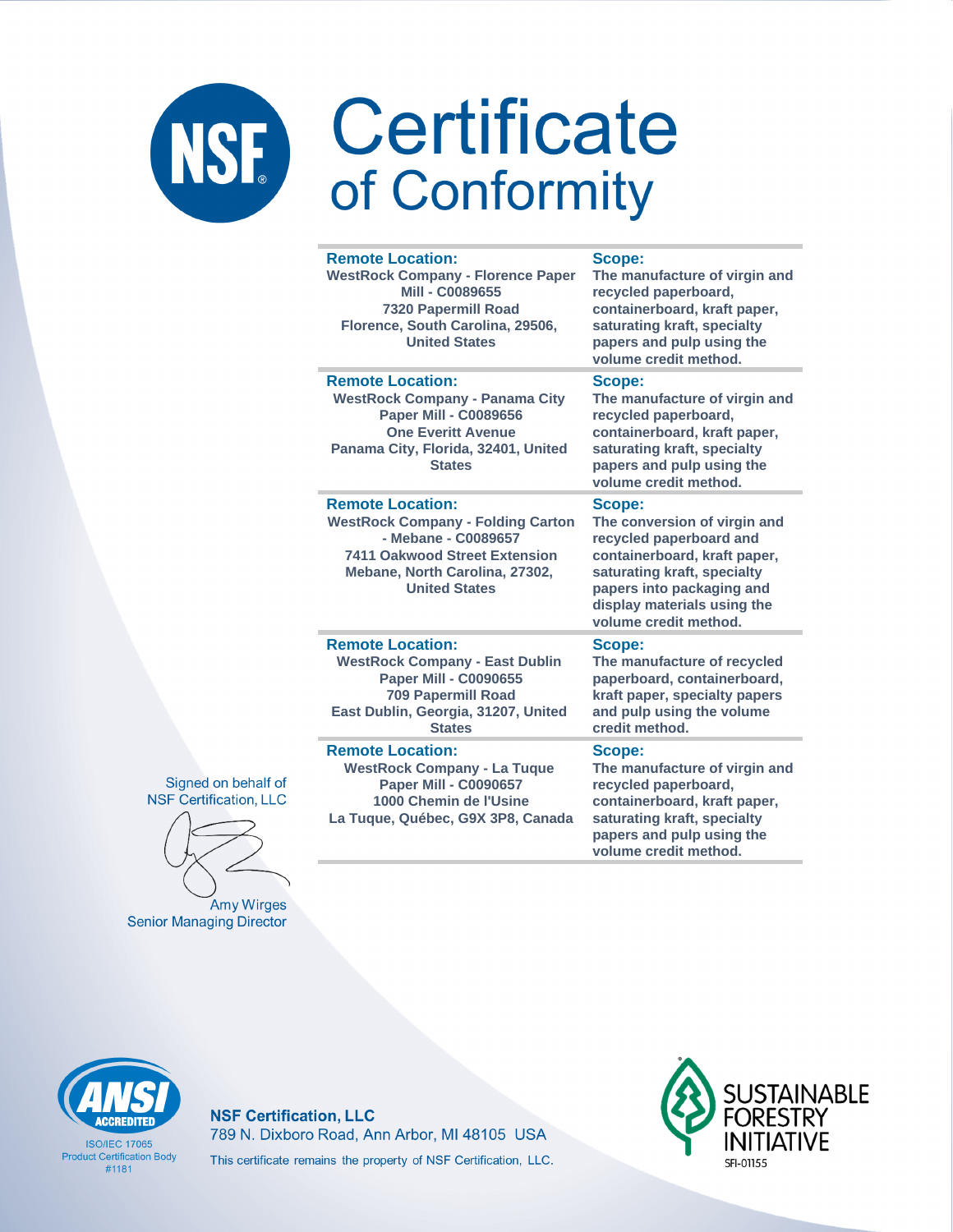# Certificate of Conformity

| Remote Location: | Scope: |
| --- | --- |
| WestRock Company - Florence Paper Mill - C0089655<br>7320 Papermill Road<br>Florence, South Carolina, 29506, United States | The manufacture of virgin and recycled paperboard, containerboard, kraft paper, saturating kraft, specialty papers and pulp using the volume credit method. |
| WestRock Company - Panama City Paper Mill - C0089656<br>One Everitt Avenue<br>Panama City, Florida, 32401, United States | The manufacture of virgin and recycled paperboard, containerboard, kraft paper, saturating kraft, specialty papers and pulp using the volume credit method. |
| WestRock Company - Folding Carton - Mebane - C0089657<br>7411 Oakwood Street Extension<br>Mebane, North Carolina, 27302, United States | The conversion of virgin and recycled paperboard and containerboard, kraft paper, saturating kraft, specialty papers into packaging and display materials using the volume credit method. |
| WestRock Company - East Dublin Paper Mill - C0090655<br>709 Papermill Road<br>East Dublin, Georgia, 31207, United States | The manufacture of recycled paperboard, containerboard, kraft paper, specialty papers and pulp using the volume credit method. |
| WestRock Company - La Tuque Paper Mill - C0090657<br>1000 Chemin de l'Usine<br>La Tuque, Québec, G9X 3P8, Canada | The manufacture of virgin and recycled paperboard, containerboard, kraft paper, saturating kraft, specialty papers and pulp using the volume credit method. |

Signed on behalf of NSF Certification, LLC

Amy Wirges
Senior Managing Director

ANSI ACCREDITED
ISO/IEC 17065
Product Certification Body
#1181

**NSF Certification, LLC**
789 N. Dixboro Road, Ann Arbor, MI 48105 USA
This certificate remains the property of NSF Certification, LLC.

SUSTAINABLE FORESTRY INITIATIVE
SFI-01155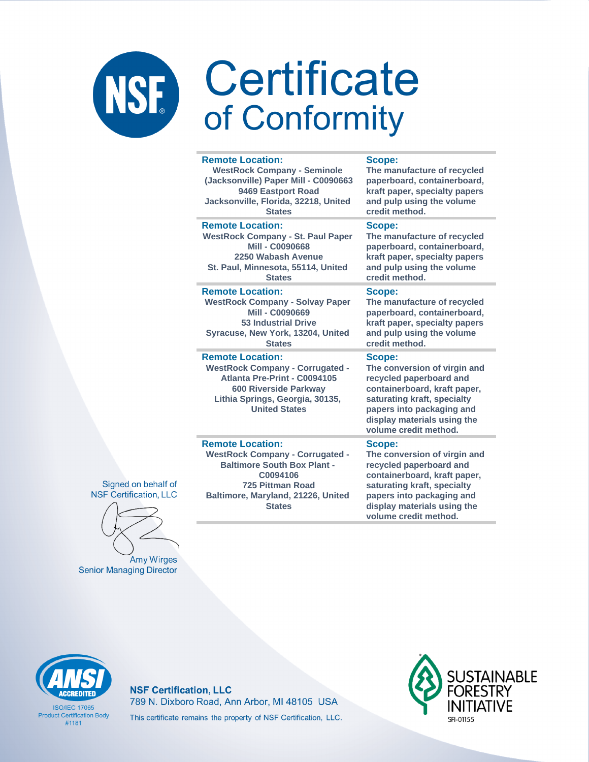# Certificate of Conformity

| Remote Location: | Scope: |
| --- | --- |
| WestRock Company - Seminole (Jacksonville) Paper Mill - C0090663<br>9469 Eastport Road<br>Jacksonville, Florida, 32218, United States | The manufacture of recycled paperboard, containerboard, kraft paper, specialty papers and pulp using the volume credit method. |
| WestRock Company - St. Paul Paper Mill - C0090668<br>2250 Wabash Avenue<br>St. Paul, Minnesota, 55114, United States | The manufacture of recycled paperboard, containerboard, kraft paper, specialty papers and pulp using the volume credit method. |
| WestRock Company - Solvay Paper Mill - C0090669<br>53 Industrial Drive<br>Syracuse, New York, 13204, United States | The manufacture of recycled paperboard, containerboard, kraft paper, specialty papers and pulp using the volume credit method. |
| WestRock Company - Corrugated - Atlanta Pre-Print - C0094105<br>600 Riverside Parkway<br>Lithia Springs, Georgia, 30135, United States | The conversion of virgin and recycled paperboard and containerboard, kraft paper, saturating kraft, specialty papers into packaging and display materials using the volume credit method. |
| WestRock Company - Corrugated - Baltimore South Box Plant - C0094106<br>725 Pittman Road<br>Baltimore, Maryland, 21226, United States | The conversion of virgin and recycled paperboard and containerboard, kraft paper, saturating kraft, specialty papers into packaging and display materials using the volume credit method. |

Signed on behalf of
NSF Certification, LLC

Amy Wirges
Senior Managing Director

ANSI ACCREDITED
ISO/IEC 17065
Product Certification Body
#1181

**NSF Certification, LLC**
789 N. Dixboro Road, Ann Arbor, MI 48105 USA
This certificate remains the property of NSF Certification, LLC.

SUSTAINABLE FORESTRY INITIATIVE
SFI-01155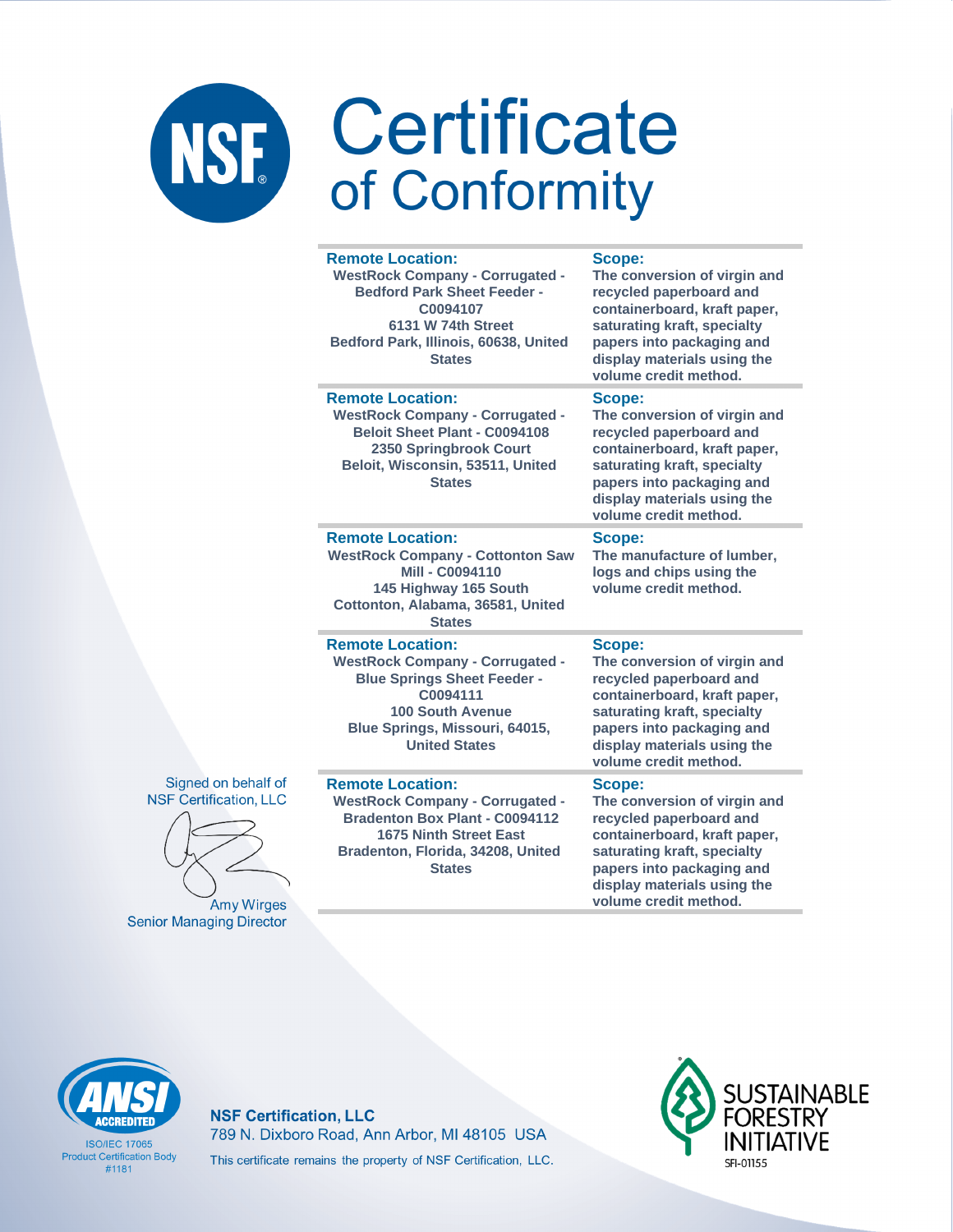# Certificate of Conformity

| Remote Location: | Scope: |
| --- | --- |
| WestRock Company - Corrugated - Bedford Park Sheet Feeder - C0094107<br>6131 W 74th Street<br>Bedford Park, Illinois, 60638, United States | The conversion of virgin and recycled paperboard and containerboard, kraft paper, saturating kraft, specialty papers into packaging and display materials using the volume credit method. |
| WestRock Company - Corrugated - Beloit Sheet Plant - C0094108<br>2350 Springbrook Court<br>Beloit, Wisconsin, 53511, United States | The conversion of virgin and recycled paperboard and containerboard, kraft paper, saturating kraft, specialty papers into packaging and display materials using the volume credit method. |
| WestRock Company - Cottonton Saw Mill - C0094110<br>145 Highway 165 South<br>Cottonton, Alabama, 36581, United States | The manufacture of lumber, logs and chips using the volume credit method. |
| WestRock Company - Corrugated - Blue Springs Sheet Feeder - C0094111<br>100 South Avenue<br>Blue Springs, Missouri, 64015, United States | The conversion of virgin and recycled paperboard and containerboard, kraft paper, saturating kraft, specialty papers into packaging and display materials using the volume credit method. |
| WestRock Company - Corrugated - Bradenton Box Plant - C0094112<br>1675 Ninth Street East<br>Bradenton, Florida, 34208, United States | The conversion of virgin and recycled paperboard and containerboard, kraft paper, saturating kraft, specialty papers into packaging and display materials using the volume credit method. |

Signed on behalf of NSF Certification, LLC

Amy Wirges
Senior Managing Director

ANSI ACCREDITED
ISO/IEC 17065
Product Certification Body
#1181

**NSF Certification, LLC**
789 N. Dixboro Road, Ann Arbor, MI 48105 USA
This certificate remains the property of NSF Certification, LLC.

SUSTAINABLE FORESTRY INITIATIVE
SFI-01155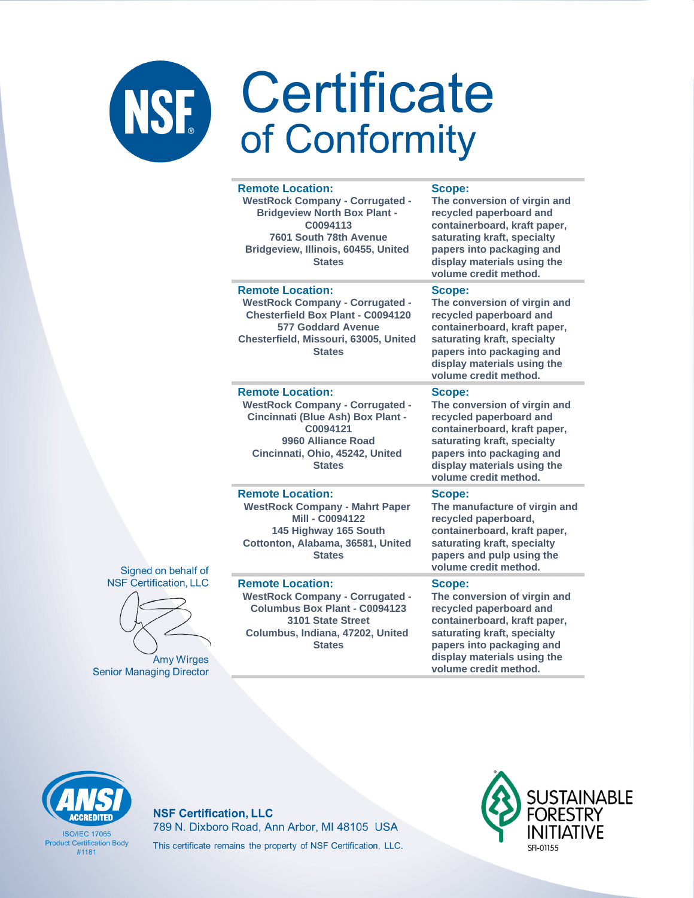# Certificate of Conformity

| Remote Location: | Scope: |
|---|---|
| WestRock Company - Corrugated - Bridgeview North Box Plant - C0094113<br>7601 South 78th Avenue<br>Bridgeview, Illinois, 60455, United States | The conversion of virgin and recycled paperboard and containerboard, kraft paper, saturating kraft, specialty papers into packaging and display materials using the volume credit method. |
| WestRock Company - Corrugated - Chesterfield Box Plant - C0094120<br>577 Goddard Avenue<br>Chesterfield, Missouri, 63005, United States | The conversion of virgin and recycled paperboard and containerboard, kraft paper, saturating kraft, specialty papers into packaging and display materials using the volume credit method. |
| WestRock Company - Corrugated - Cincinnati (Blue Ash) Box Plant - C0094121<br>9960 Alliance Road<br>Cincinnati, Ohio, 45242, United States | The conversion of virgin and recycled paperboard and containerboard, kraft paper, saturating kraft, specialty papers into packaging and display materials using the volume credit method. |
| WestRock Company - Mahrt Paper Mill - C0094122<br>145 Highway 165 South<br>Cottonton, Alabama, 36581, United States | The manufacture of virgin and recycled paperboard, containerboard, kraft paper, saturating kraft, specialty papers and pulp using the volume credit method. |
| WestRock Company - Corrugated - Columbus Box Plant - C0094123<br>3101 State Street<br>Columbus, Indiana, 47202, United States | The conversion of virgin and recycled paperboard and containerboard, kraft paper, saturating kraft, specialty papers into packaging and display materials using the volume credit method. |

Signed on behalf of
NSF Certification, LLC

Amy Wirges
Senior Managing Director

ANSI ACCREDITED
ISO/IEC 17065
Product Certification Body
#1181

**NSF Certification, LLC**
789 N. Dixboro Road, Ann Arbor, MI 48105 USA
This certificate remains the property of NSF Certification, LLC.

SUSTAINABLE FORESTRY INITIATIVE
SFI-01155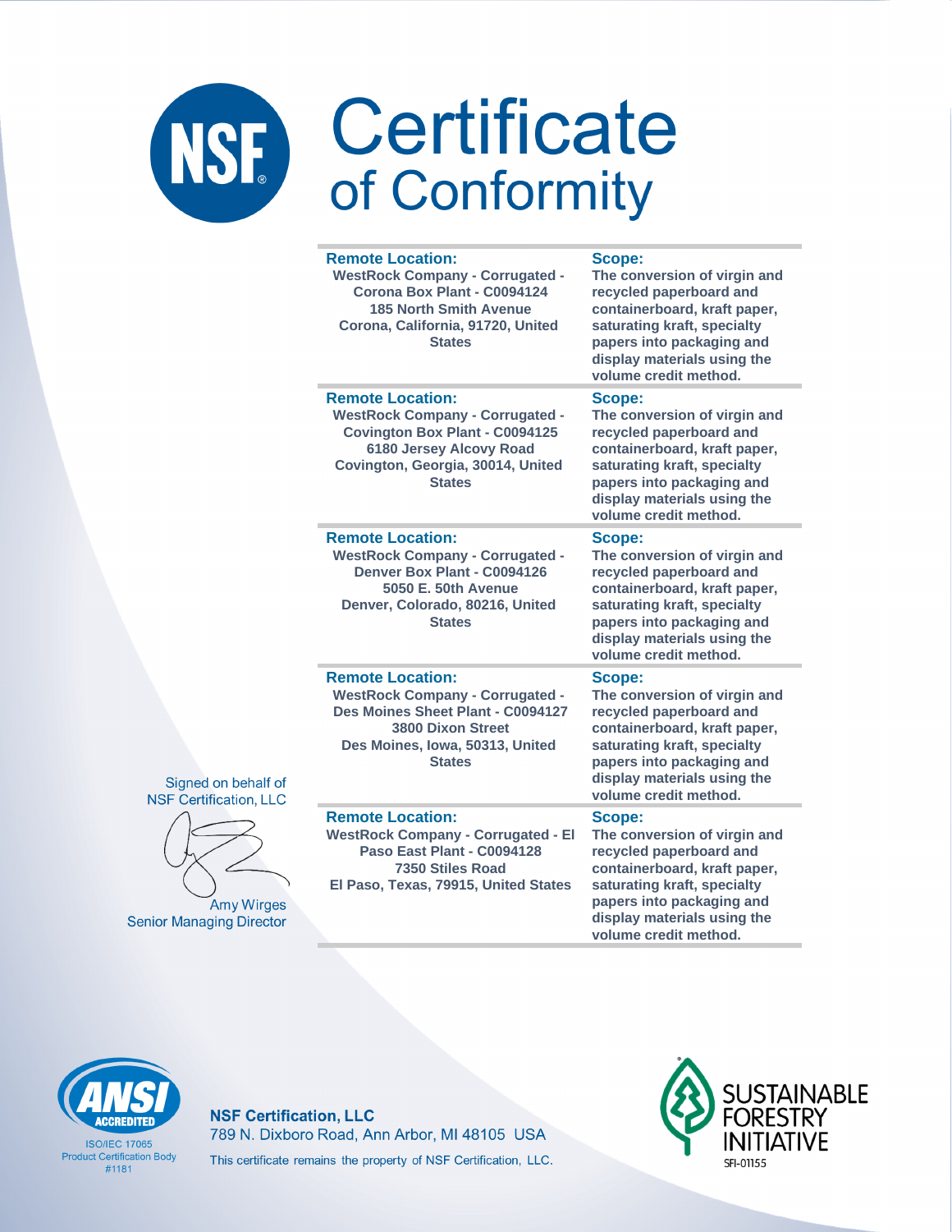# Certificate of Conformity

| Remote Location: | Scope: |
| --- | --- |
| WestRock Company - Corrugated - Corona Box Plant - C0094124<br>185 North Smith Avenue<br>Corona, California, 91720, United States | The conversion of virgin and recycled paperboard and containerboard, kraft paper, saturating kraft, specialty papers into packaging and display materials using the volume credit method. |
| WestRock Company - Corrugated - Covington Box Plant - C0094125<br>6180 Jersey Alcovy Road<br>Covington, Georgia, 30014, United States | The conversion of virgin and recycled paperboard and containerboard, kraft paper, saturating kraft, specialty papers into packaging and display materials using the volume credit method. |
| WestRock Company - Corrugated - Denver Box Plant - C0094126<br>5050 E. 50th Avenue<br>Denver, Colorado, 80216, United States | The conversion of virgin and recycled paperboard and containerboard, kraft paper, saturating kraft, specialty papers into packaging and display materials using the volume credit method. |
| WestRock Company - Corrugated - Des Moines Sheet Plant - C0094127<br>3800 Dixon Street<br>Des Moines, Iowa, 50313, United States | The conversion of virgin and recycled paperboard and containerboard, kraft paper, saturating kraft, specialty papers into packaging and display materials using the volume credit method. |
| WestRock Company - Corrugated - El Paso East Plant - C0094128<br>7350 Stiles Road<br>El Paso, Texas, 79915, United States | The conversion of virgin and recycled paperboard and containerboard, kraft paper, saturating kraft, specialty papers into packaging and display materials using the volume credit method. |

Signed on behalf of NSF Certification, LLC

Amy Wirges
Senior Managing Director

ANSI ACCREDITED
ISO/IEC 17065
Product Certification Body
#1181

**NSF Certification, LLC**
789 N. Dixboro Road, Ann Arbor, MI 48105 USA
This certificate remains the property of NSF Certification, LLC.

SUSTAINABLE FORESTRY INITIATIVE
SFI-01155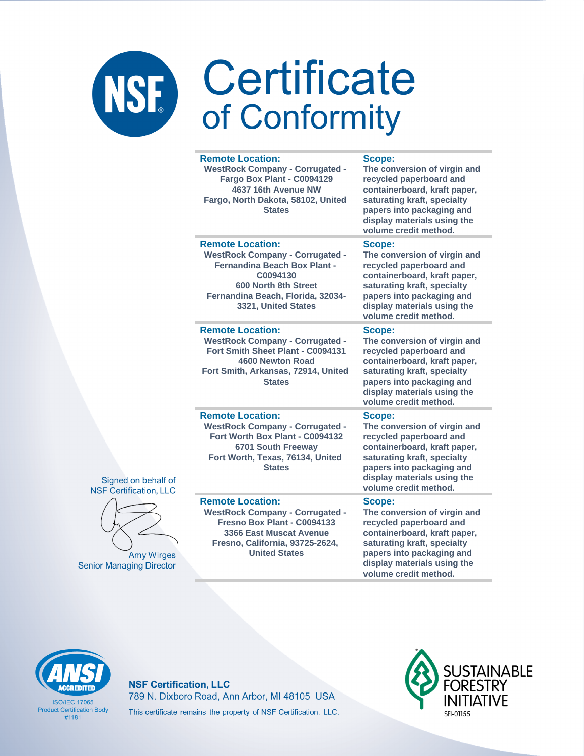# Certificate of Conformity

| Remote Location: | Scope: |
| --- | --- |
| WestRock Company - Corrugated - Fargo Box Plant - C0094129<br>4637 16th Avenue NW<br>Fargo, North Dakota, 58102, United States | The conversion of virgin and recycled paperboard and containerboard, kraft paper, saturating kraft, specialty papers into packaging and display materials using the volume credit method. |
| WestRock Company - Corrugated - Fernandina Beach Box Plant - C0094130<br>600 North 8th Street<br>Fernandina Beach, Florida, 32034-3321, United States | The conversion of virgin and recycled paperboard and containerboard, kraft paper, saturating kraft, specialty papers into packaging and display materials using the volume credit method. |
| WestRock Company - Corrugated - Fort Smith Sheet Plant - C0094131<br>4600 Newton Road<br>Fort Smith, Arkansas, 72914, United States | The conversion of virgin and recycled paperboard and containerboard, kraft paper, saturating kraft, specialty papers into packaging and display materials using the volume credit method. |
| WestRock Company - Corrugated - Fort Worth Box Plant - C0094132<br>6701 South Freeway<br>Fort Worth, Texas, 76134, United States | The conversion of virgin and recycled paperboard and containerboard, kraft paper, saturating kraft, specialty papers into packaging and display materials using the volume credit method. |
| WestRock Company - Corrugated - Fresno Box Plant - C0094133<br>3366 East Muscat Avenue<br>Fresno, California, 93725-2624, United States | The conversion of virgin and recycled paperboard and containerboard, kraft paper, saturating kraft, specialty papers into packaging and display materials using the volume credit method. |

Signed on behalf of NSF Certification, LLC

Amy Wirges
Senior Managing Director

ANSI ACCREDITED
ISO/IEC 17065
Product Certification Body
#1181

**NSF Certification, LLC**
789 N. Dixboro Road, Ann Arbor, MI 48105 USA
This certificate remains the property of NSF Certification, LLC.

SUSTAINABLE FORESTRY INITIATIVE
SFI-01155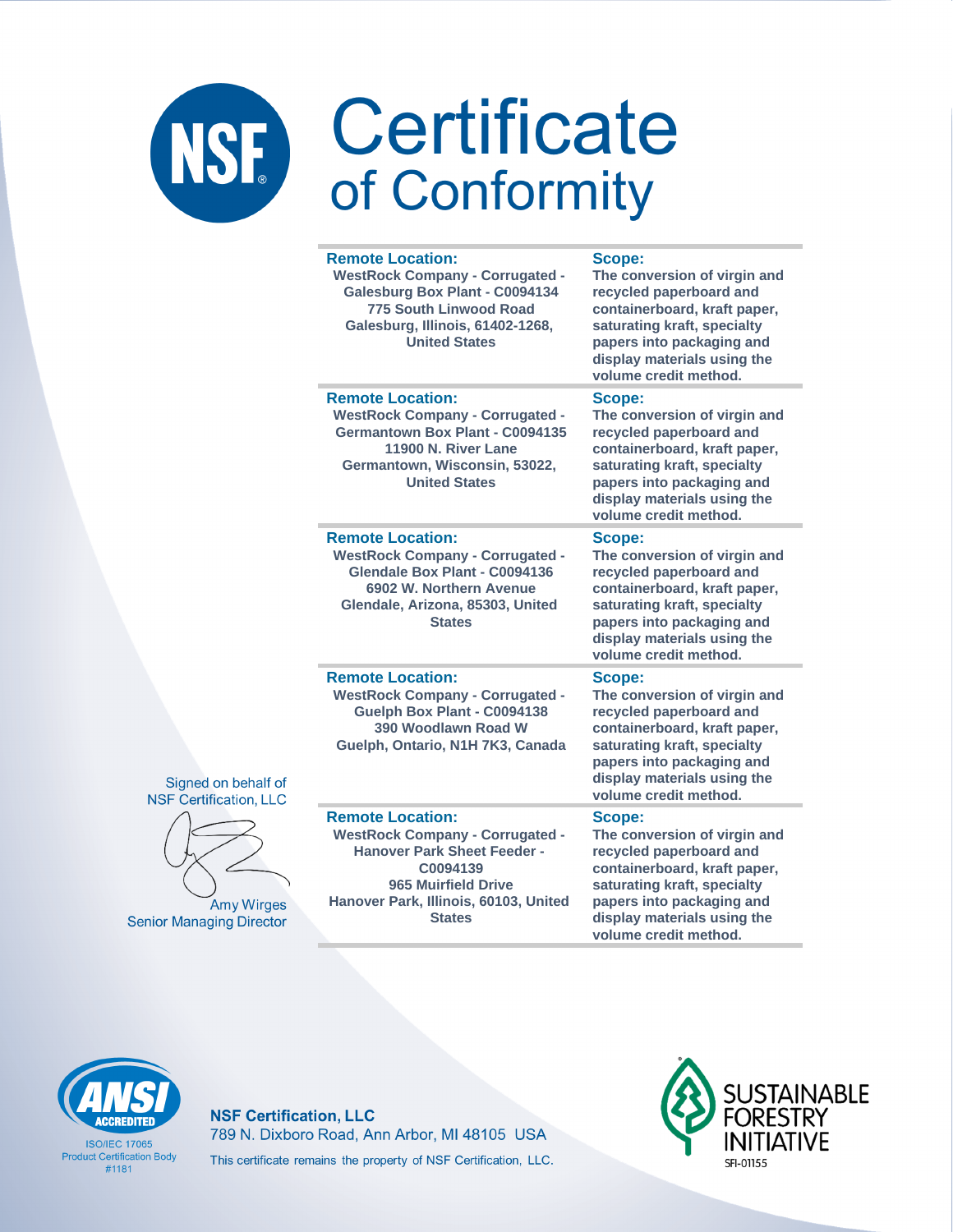# Certificate of Conformity

| Remote Location: | Scope: |
| --- | --- |
| WestRock Company - Corrugated - Galesburg Box Plant - C0094134 775 South Linwood Road Galesburg, Illinois, 61402-1268, United States | The conversion of virgin and recycled paperboard and containerboard, kraft paper, saturating kraft, specialty papers into packaging and display materials using the volume credit method. |
| WestRock Company - Corrugated - Germantown Box Plant - C0094135 11900 N. River Lane Germantown, Wisconsin, 53022, United States | The conversion of virgin and recycled paperboard and containerboard, kraft paper, saturating kraft, specialty papers into packaging and display materials using the volume credit method. |
| WestRock Company - Corrugated - Glendale Box Plant - C0094136 6902 W. Northern Avenue Glendale, Arizona, 85303, United States | The conversion of virgin and recycled paperboard and containerboard, kraft paper, saturating kraft, specialty papers into packaging and display materials using the volume credit method. |
| WestRock Company - Corrugated - Guelph Box Plant - C0094138 390 Woodlawn Road W Guelph, Ontario, N1H 7K3, Canada | The conversion of virgin and recycled paperboard and containerboard, kraft paper, saturating kraft, specialty papers into packaging and display materials using the volume credit method. |
| WestRock Company - Corrugated - Hanover Park Sheet Feeder - C0094139 965 Muirfield Drive Hanover Park, Illinois, 60103, United States | The conversion of virgin and recycled paperboard and containerboard, kraft paper, saturating kraft, specialty papers into packaging and display materials using the volume credit method. |

Signed on behalf of NSF Certification, LLC

Amy Wirges
Senior Managing Director

ANSI ACCREDITED
ISO/IEC 17065 Product Certification Body #1181

**NSF Certification, LLC**
789 N. Dixboro Road, Ann Arbor, MI 48105 USA
This certificate remains the property of NSF Certification, LLC.

SUSTAINABLE FORESTRY INITIATIVE
SFI-01155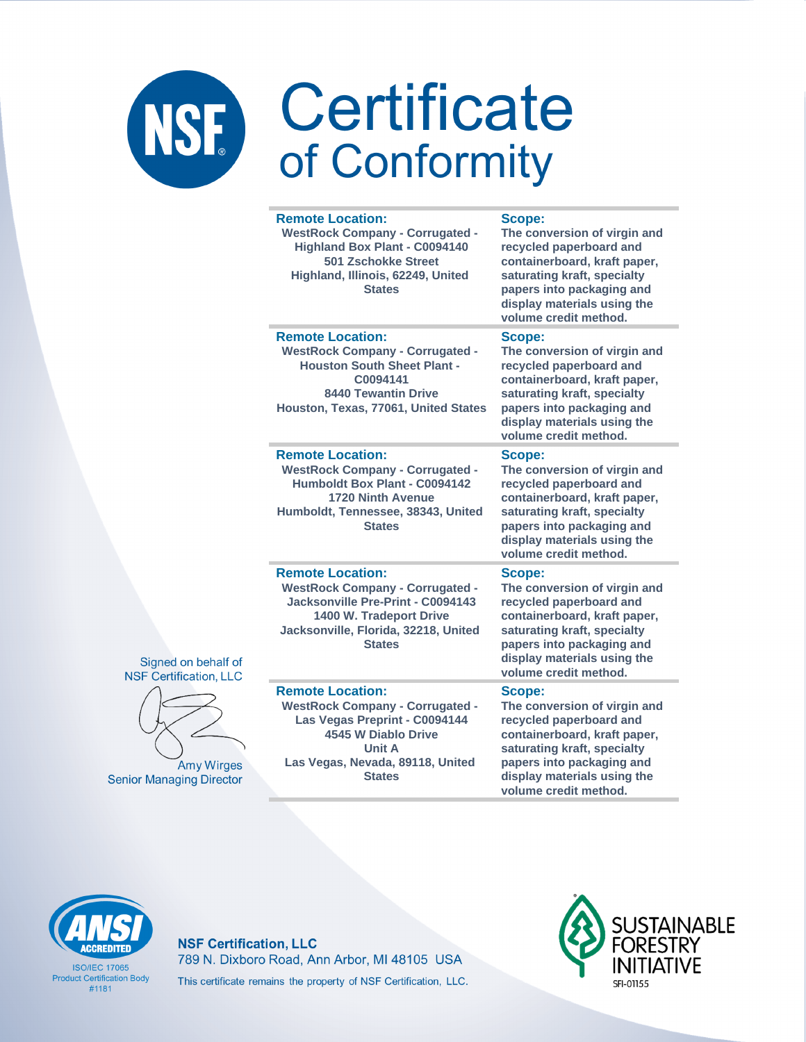# Certificate of Conformity

| Remote Location: | Scope: |
|---|---|
| WestRock Company - Corrugated - Highland Box Plant - C0094140<br>501 Zschokke Street<br>Highland, Illinois, 62249, United States | The conversion of virgin and recycled paperboard and containerboard, kraft paper, saturating kraft, specialty papers into packaging and display materials using the volume credit method. |
| WestRock Company - Corrugated - Houston South Sheet Plant - C0094141<br>8440 Tewantin Drive<br>Houston, Texas, 77061, United States | The conversion of virgin and recycled paperboard and containerboard, kraft paper, saturating kraft, specialty papers into packaging and display materials using the volume credit method. |
| WestRock Company - Corrugated - Humboldt Box Plant - C0094142<br>1720 Ninth Avenue<br>Humboldt, Tennessee, 38343, United States | The conversion of virgin and recycled paperboard and containerboard, kraft paper, saturating kraft, specialty papers into packaging and display materials using the volume credit method. |
| WestRock Company - Corrugated - Jacksonville Pre-Print - C0094143<br>1400 W. Tradeport Drive<br>Jacksonville, Florida, 32218, United States | The conversion of virgin and recycled paperboard and containerboard, kraft paper, saturating kraft, specialty papers into packaging and display materials using the volume credit method. |
| WestRock Company - Corrugated - Las Vegas Preprint - C0094144<br>4545 W Diablo Drive<br>Unit A<br>Las Vegas, Nevada, 89118, United States | The conversion of virgin and recycled paperboard and containerboard, kraft paper, saturating kraft, specialty papers into packaging and display materials using the volume credit method. |

Signed on behalf of NSF Certification, LLC

Amy Wirges
Senior Managing Director

ANSI ACCREDITED
ISO/IEC 17065
Product Certification Body
#1181

**NSF Certification, LLC**
789 N. Dixboro Road, Ann Arbor, MI 48105 USA
This certificate remains the property of NSF Certification, LLC.

SUSTAINABLE FORESTRY INITIATIVE
SFI-01155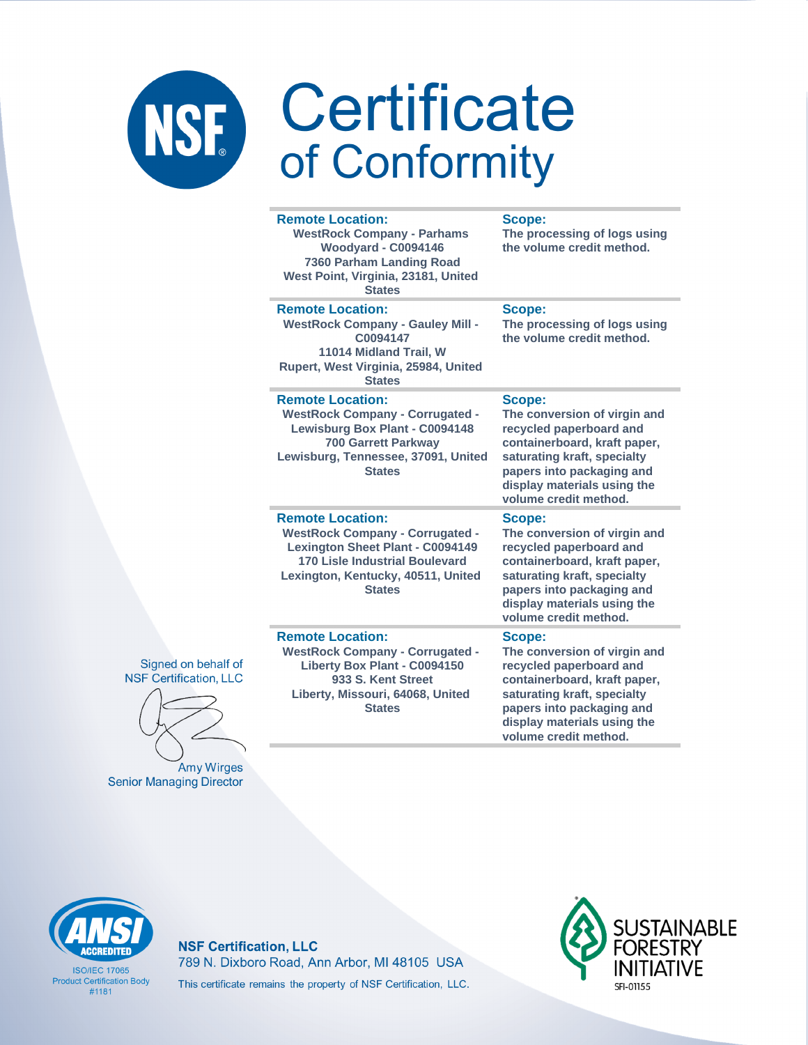# Certificate of Conformity

| Remote Location: | Scope: |
|---|---|
| WestRock Company - Parhams Woodyard - C0094146<br>7360 Parham Landing Road<br>West Point, Virginia, 23181, United States | The processing of logs using the volume credit method. |
| WestRock Company - Gauley Mill - C0094147<br>11014 Midland Trail, W<br>Rupert, West Virginia, 25984, United States | The processing of logs using the volume credit method. |
| WestRock Company - Corrugated - Lewisburg Box Plant - C0094148<br>700 Garrett Parkway<br>Lewisburg, Tennessee, 37091, United States | The conversion of virgin and recycled paperboard and containerboard, kraft paper, saturating kraft, specialty papers into packaging and display materials using the volume credit method. |
| WestRock Company - Corrugated - Lexington Sheet Plant - C0094149<br>170 Lisle Industrial Boulevard<br>Lexington, Kentucky, 40511, United States | The conversion of virgin and recycled paperboard and containerboard, kraft paper, saturating kraft, specialty papers into packaging and display materials using the volume credit method. |
| WestRock Company - Corrugated - Liberty Box Plant - C0094150<br>933 S. Kent Street<br>Liberty, Missouri, 64068, United States | The conversion of virgin and recycled paperboard and containerboard, kraft paper, saturating kraft, specialty papers into packaging and display materials using the volume credit method. |

Signed on behalf of
NSF Certification, LLC

Amy Wirges
Senior Managing Director

ANSI ACCREDITED
ISO/IEC 17065
Product Certification Body
#1181

**NSF Certification, LLC**
789 N. Dixboro Road, Ann Arbor, MI 48105 USA
This certificate remains the property of NSF Certification, LLC.

SUSTAINABLE FORESTRY INITIATIVE
SFI-01155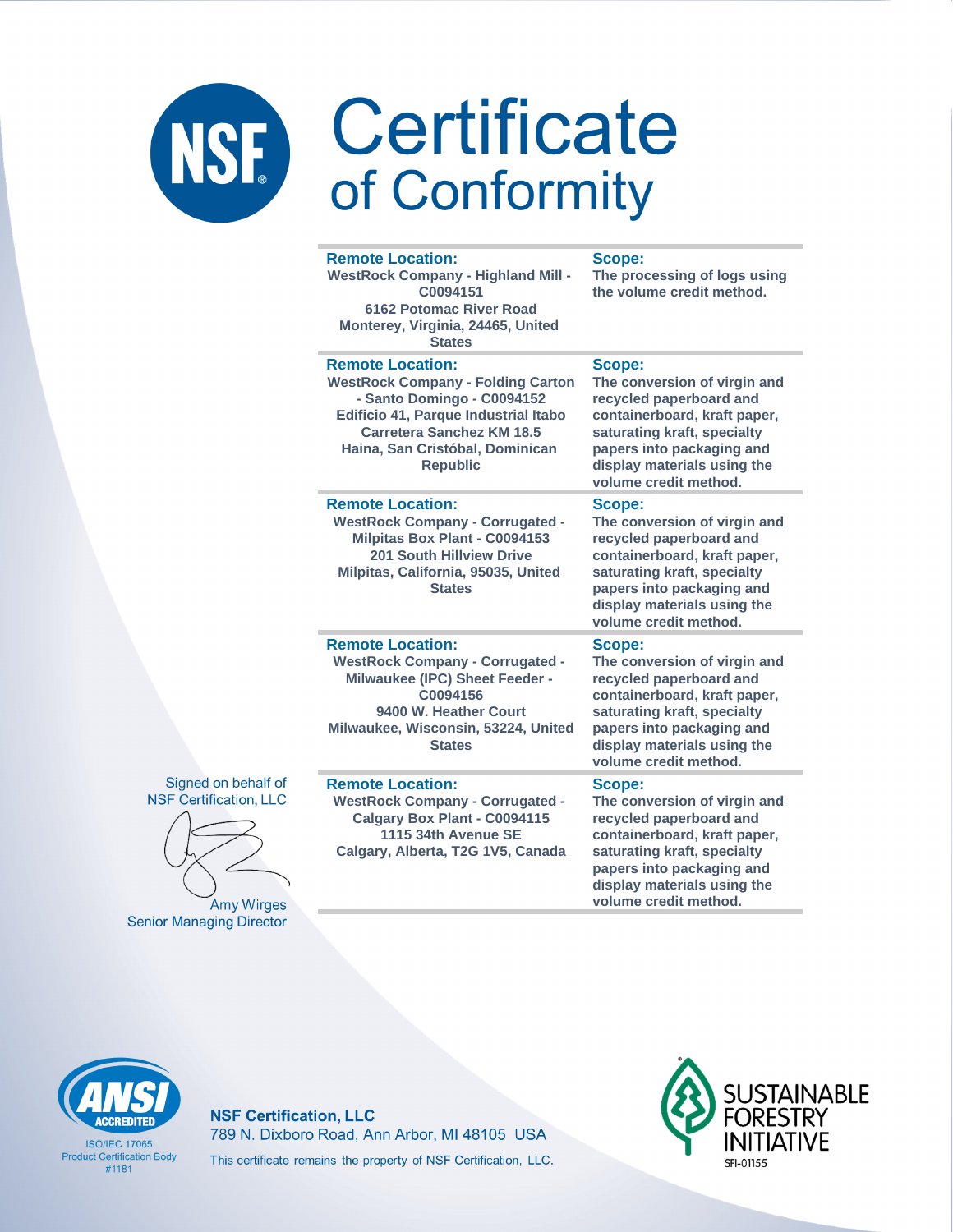# Certificate of Conformity

| Remote Location: | Scope: |
|---|---|
| WestRock Company - Highland Mill - C0094151<br>6162 Potomac River Road<br>Monterey, Virginia, 24465, United States | The processing of logs using the volume credit method. |
| WestRock Company - Folding Carton - Santo Domingo - C0094152<br>Edificio 41, Parque Industrial Itabo Carretera Sanchez KM 18.5<br>Haina, San Cristóbal, Dominican Republic | The conversion of virgin and recycled paperboard and containerboard, kraft paper, saturating kraft, specialty papers into packaging and display materials using the volume credit method. |
| WestRock Company - Corrugated - Milpitas Box Plant - C0094153<br>201 South Hillview Drive<br>Milpitas, California, 95035, United States | The conversion of virgin and recycled paperboard and containerboard, kraft paper, saturating kraft, specialty papers into packaging and display materials using the volume credit method. |
| WestRock Company - Corrugated - Milwaukee (IPC) Sheet Feeder - C0094156<br>9400 W. Heather Court<br>Milwaukee, Wisconsin, 53224, United States | The conversion of virgin and recycled paperboard and containerboard, kraft paper, saturating kraft, specialty papers into packaging and display materials using the volume credit method. |
| WestRock Company - Corrugated - Calgary Box Plant - C0094115<br>1115 34th Avenue SE<br>Calgary, Alberta, T2G 1V5, Canada | The conversion of virgin and recycled paperboard and containerboard, kraft paper, saturating kraft, specialty papers into packaging and display materials using the volume credit method. |

Signed on behalf of NSF Certification, LLC

Amy Wirges
Senior Managing Director

ANSI ACCREDITED
ISO/IEC 17065 Product Certification Body #1181

**NSF Certification, LLC**
789 N. Dixboro Road, Ann Arbor, MI 48105 USA
This certificate remains the property of NSF Certification, LLC.

SUSTAINABLE FORESTRY INITIATIVE
SFI-01155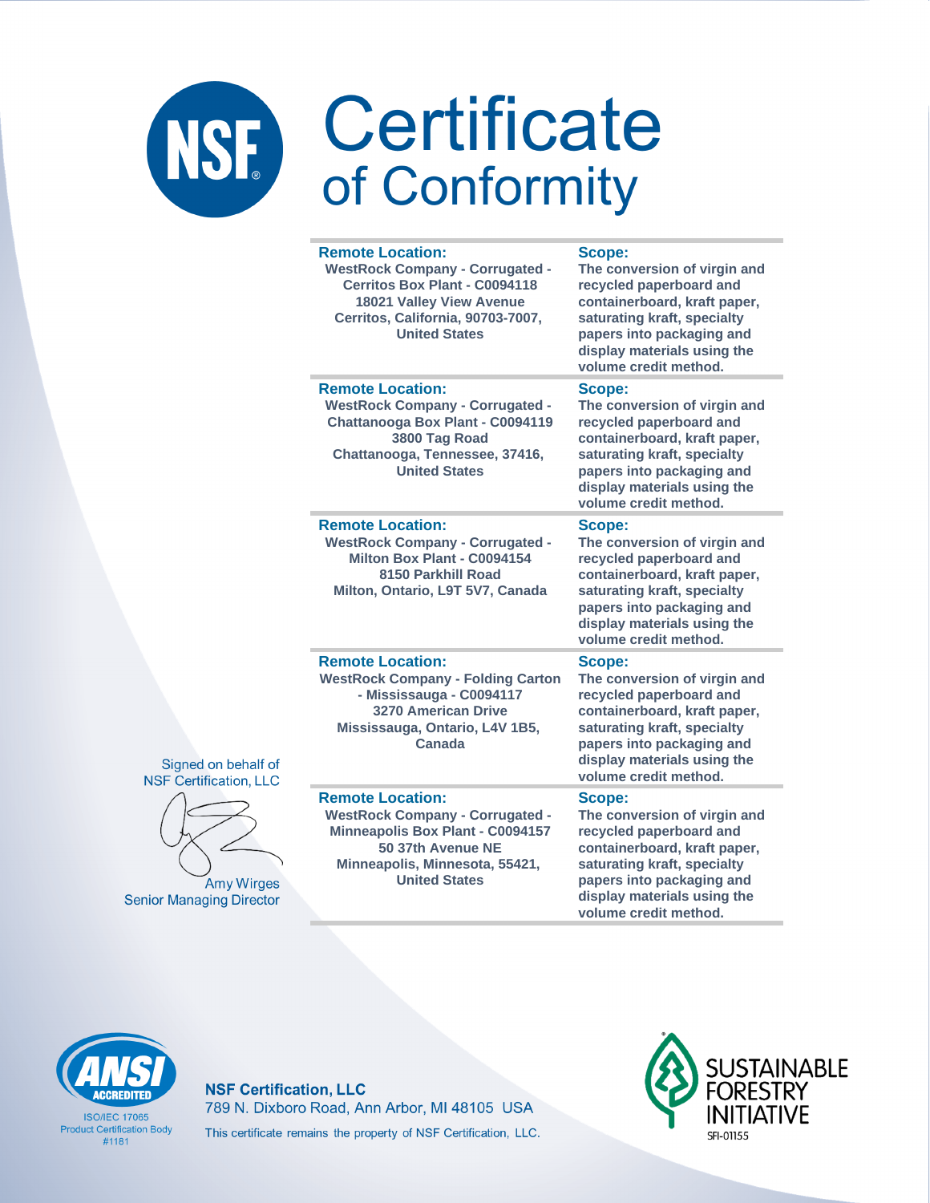# Certificate of Conformity

| Remote Location | Scope |
| --- | --- |
| **Remote Location:** WestRock Company - Corrugated - Cerritos Box Plant - C0094118, 18021 Valley View Avenue, Cerritos, California, 90703-7007, United States | **Scope:** The conversion of virgin and recycled paperboard and containerboard, kraft paper, saturating kraft, specialty papers into packaging and display materials using the volume credit method. |
| **Remote Location:** WestRock Company - Corrugated - Chattanooga Box Plant - C0094119, 3800 Tag Road, Chattanooga, Tennessee, 37416, United States | **Scope:** The conversion of virgin and recycled paperboard and containerboard, kraft paper, saturating kraft, specialty papers into packaging and display materials using the volume credit method. |
| **Remote Location:** WestRock Company - Corrugated - Milton Box Plant - C0094154, 8150 Parkhill Road, Milton, Ontario, L9T 5V7, Canada | **Scope:** The conversion of virgin and recycled paperboard and containerboard, kraft paper, saturating kraft, specialty papers into packaging and display materials using the volume credit method. |
| **Remote Location:** WestRock Company - Folding Carton - Mississauga - C0094117, 3270 American Drive, Mississauga, Ontario, L4V 1B5, Canada | **Scope:** The conversion of virgin and recycled paperboard and containerboard, kraft paper, saturating kraft, specialty papers into packaging and display materials using the volume credit method. |
| **Remote Location:** WestRock Company - Corrugated - Minneapolis Box Plant - C0094157, 50 37th Avenue NE, Minneapolis, Minnesota, 55421, United States | **Scope:** The conversion of virgin and recycled paperboard and containerboard, kraft paper, saturating kraft, specialty papers into packaging and display materials using the volume credit method. |

Signed on behalf of NSF Certification, LLC

Amy Wirges
Senior Managing Director

ANSI ACCREDITED
ISO/IEC 17065
Product Certification Body
#1181

**NSF Certification, LLC**
789 N. Dixboro Road, Ann Arbor, MI 48105 USA
This certificate remains the property of NSF Certification, LLC.

SUSTAINABLE FORESTRY INITIATIVE
SFI-01155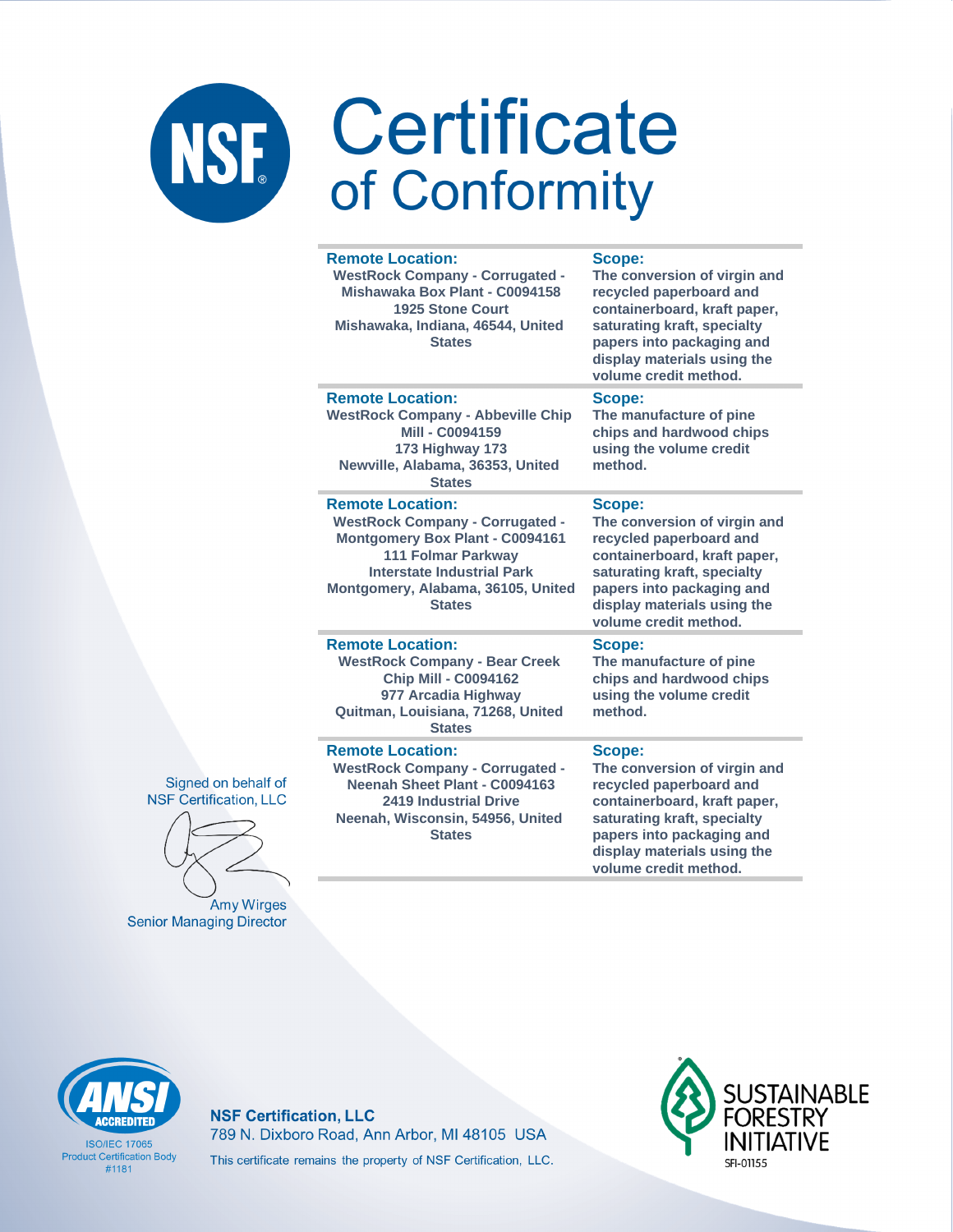# Certificate
## of Conformity

| Remote Location: | Scope: |
|---|---|
| WestRock Company - Corrugated - Mishawaka Box Plant - C0094158<br>1925 Stone Court<br>Mishawaka, Indiana, 46544, United States | The conversion of virgin and recycled paperboard and containerboard, kraft paper, saturating kraft, specialty papers into packaging and display materials using the volume credit method. |
| **Remote Location:**<br>WestRock Company - Abbeville Chip Mill - C0094159<br>173 Highway 173<br>Newville, Alabama, 36353, United States | **Scope:**<br>The manufacture of pine chips and hardwood chips using the volume credit method. |
| **Remote Location:**<br>WestRock Company - Corrugated - Montgomery Box Plant - C0094161<br>111 Folmar Parkway<br>Interstate Industrial Park<br>Montgomery, Alabama, 36105, United States | **Scope:**<br>The conversion of virgin and recycled paperboard and containerboard, kraft paper, saturating kraft, specialty papers into packaging and display materials using the volume credit method. |
| **Remote Location:**<br>WestRock Company - Bear Creek Chip Mill - C0094162<br>977 Arcadia Highway<br>Quitman, Louisiana, 71268, United States | **Scope:**<br>The manufacture of pine chips and hardwood chips using the volume credit method. |
| **Remote Location:**<br>WestRock Company - Corrugated - Neenah Sheet Plant - C0094163<br>2419 Industrial Drive<br>Neenah, Wisconsin, 54956, United States | **Scope:**<br>The conversion of virgin and recycled paperboard and containerboard, kraft paper, saturating kraft, specialty papers into packaging and display materials using the volume credit method. |

Signed on behalf of
NSF Certification, LLC

Amy Wirges
Senior Managing Director

ANSI ACCREDITED
ISO/IEC 17065
Product Certification Body
#1181

**NSF Certification, LLC**
789 N. Dixboro Road, Ann Arbor, MI 48105 USA
This certificate remains the property of NSF Certification, LLC.

SUSTAINABLE FORESTRY INITIATIVE
SFI-01155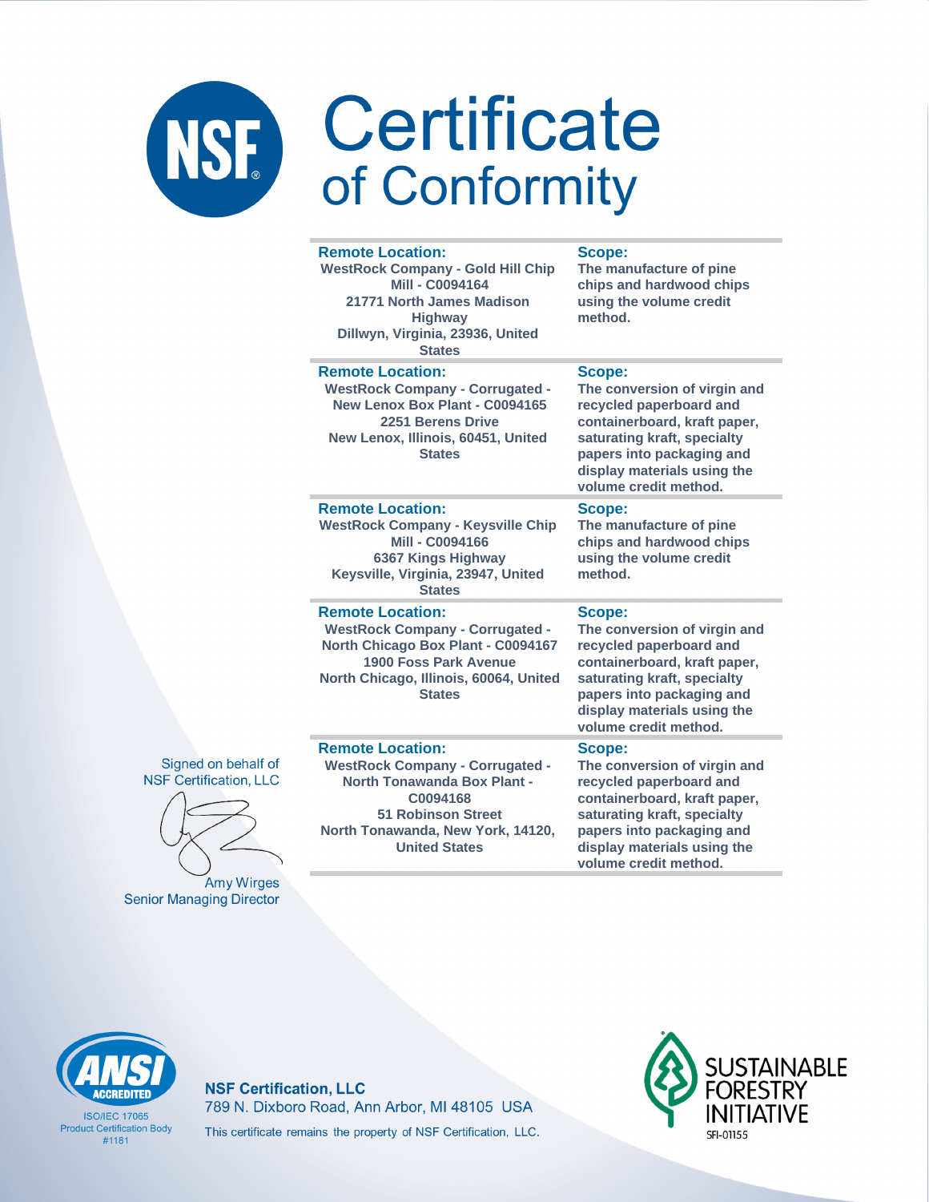# Certificate of Conformity

| Remote Location: | Scope: |
|---|---|
| WestRock Company - Gold Hill Chip Mill - C0094164<br>21771 North James Madison Highway<br>Dillwyn, Virginia, 23936, United States | The manufacture of pine chips and hardwood chips using the volume credit method. |
| WestRock Company - Corrugated - New Lenox Box Plant - C0094165<br>2251 Berens Drive<br>New Lenox, Illinois, 60451, United States | The conversion of virgin and recycled paperboard and containerboard, kraft paper, saturating kraft, specialty papers into packaging and display materials using the volume credit method. |
| WestRock Company - Keysville Chip Mill - C0094166<br>6367 Kings Highway<br>Keysville, Virginia, 23947, United States | The manufacture of pine chips and hardwood chips using the volume credit method. |
| WestRock Company - Corrugated - North Chicago Box Plant - C0094167<br>1900 Foss Park Avenue<br>North Chicago, Illinois, 60064, United States | The conversion of virgin and recycled paperboard and containerboard, kraft paper, saturating kraft, specialty papers into packaging and display materials using the volume credit method. |
| WestRock Company - Corrugated - North Tonawanda Box Plant - C0094168<br>51 Robinson Street<br>North Tonawanda, New York, 14120, United States | The conversion of virgin and recycled paperboard and containerboard, kraft paper, saturating kraft, specialty papers into packaging and display materials using the volume credit method. |

Signed on behalf of NSF Certification, LLC

Amy Wirges
Senior Managing Director

ANSI ACCREDITED
ISO/IEC 17065
Product Certification Body
#1181

**NSF Certification, LLC**
789 N. Dixboro Road, Ann Arbor, MI 48105 USA
This certificate remains the property of NSF Certification, LLC.

SUSTAINABLE FORESTRY INITIATIVE
SFI-01155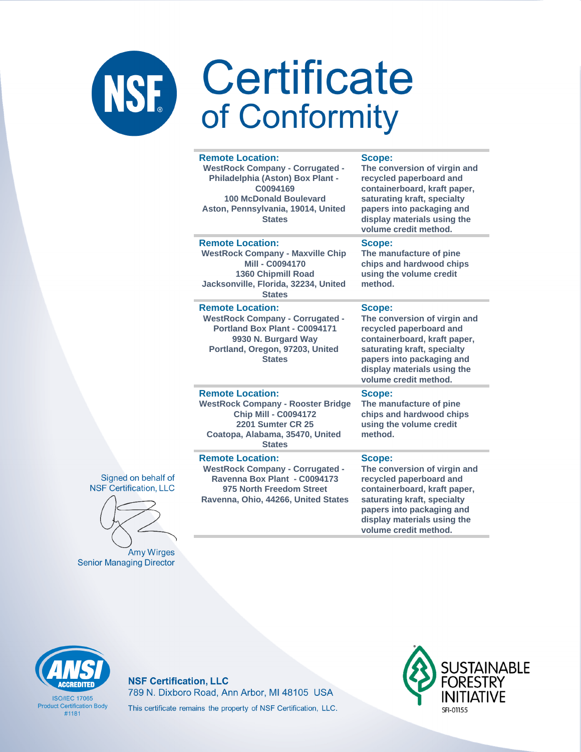# Certificate of Conformity

| Remote Location: | Scope: |
|---|---|
| WestRock Company - Corrugated - Philadelphia (Aston) Box Plant - C0094169<br>100 McDonald Boulevard<br>Aston, Pennsylvania, 19014, United States | The conversion of virgin and recycled paperboard and containerboard, kraft paper, saturating kraft, specialty papers into packaging and display materials using the volume credit method. |
| WestRock Company - Maxville Chip Mill - C0094170<br>1360 Chipmill Road<br>Jacksonville, Florida, 32234, United States | The manufacture of pine chips and hardwood chips using the volume credit method. |
| WestRock Company - Corrugated - Portland Box Plant - C0094171<br>9930 N. Burgard Way<br>Portland, Oregon, 97203, United States | The conversion of virgin and recycled paperboard and containerboard, kraft paper, saturating kraft, specialty papers into packaging and display materials using the volume credit method. |
| WestRock Company - Rooster Bridge Chip Mill - C0094172<br>2201 Sumter CR 25<br>Coatopa, Alabama, 35470, United States | The manufacture of pine chips and hardwood chips using the volume credit method. |
| WestRock Company - Corrugated - Ravenna Box Plant - C0094173<br>975 North Freedom Street<br>Ravenna, Ohio, 44266, United States | The conversion of virgin and recycled paperboard and containerboard, kraft paper, saturating kraft, specialty papers into packaging and display materials using the volume credit method. |

Signed on behalf of
NSF Certification, LLC

Amy Wirges
Senior Managing Director

ANSI ACCREDITED
ISO/IEC 17065
Product Certification Body
#1181

**NSF Certification, LLC**
789 N. Dixboro Road, Ann Arbor, MI 48105 USA
This certificate remains the property of NSF Certification, LLC.

SUSTAINABLE FORESTRY INITIATIVE
SFI-01155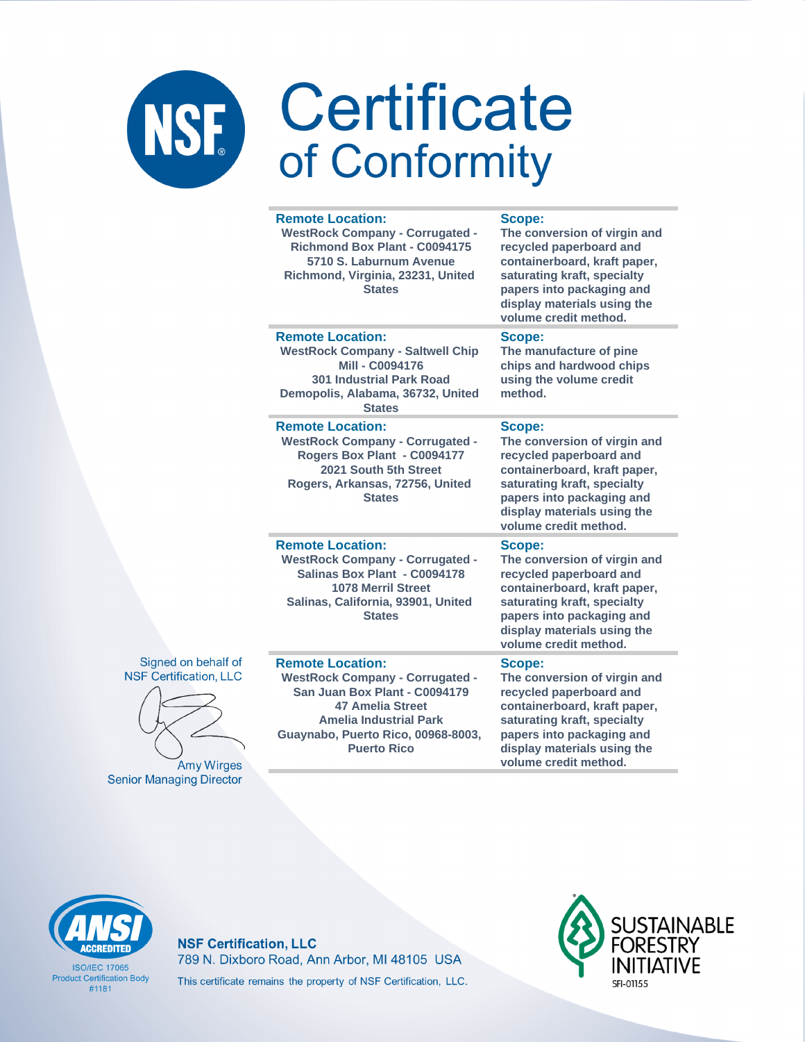# Certificate of Conformity

| Remote Location: | Scope: |
|---|---|
| WestRock Company - Corrugated - Richmond Box Plant - C0094175 5710 S. Laburnum Avenue Richmond, Virginia, 23231, United States | The conversion of virgin and recycled paperboard and containerboard, kraft paper, saturating kraft, specialty papers into packaging and display materials using the volume credit method. |
| WestRock Company - Saltwell Chip Mill - C0094176 301 Industrial Park Road Demopolis, Alabama, 36732, United States | The manufacture of pine chips and hardwood chips using the volume credit method. |
| WestRock Company - Corrugated - Rogers Box Plant - C0094177 2021 South 5th Street Rogers, Arkansas, 72756, United States | The conversion of virgin and recycled paperboard and containerboard, kraft paper, saturating kraft, specialty papers into packaging and display materials using the volume credit method. |
| WestRock Company - Corrugated - Salinas Box Plant - C0094178 1078 Merril Street Salinas, California, 93901, United States | The conversion of virgin and recycled paperboard and containerboard, kraft paper, saturating kraft, specialty papers into packaging and display materials using the volume credit method. |
| WestRock Company - Corrugated - San Juan Box Plant - C0094179 47 Amelia Street Amelia Industrial Park Guaynabo, Puerto Rico, 00968-8003, Puerto Rico | The conversion of virgin and recycled paperboard and containerboard, kraft paper, saturating kraft, specialty papers into packaging and display materials using the volume credit method. |

Signed on behalf of NSF Certification, LLC

Amy Wirges
Senior Managing Director

ANSI ACCREDITED
ISO/IEC 17065
Product Certification Body
#1181

**NSF Certification, LLC**
789 N. Dixboro Road, Ann Arbor, MI 48105 USA
This certificate remains the property of NSF Certification, LLC.

SUSTAINABLE FORESTRY INITIATIVE
SFI-01155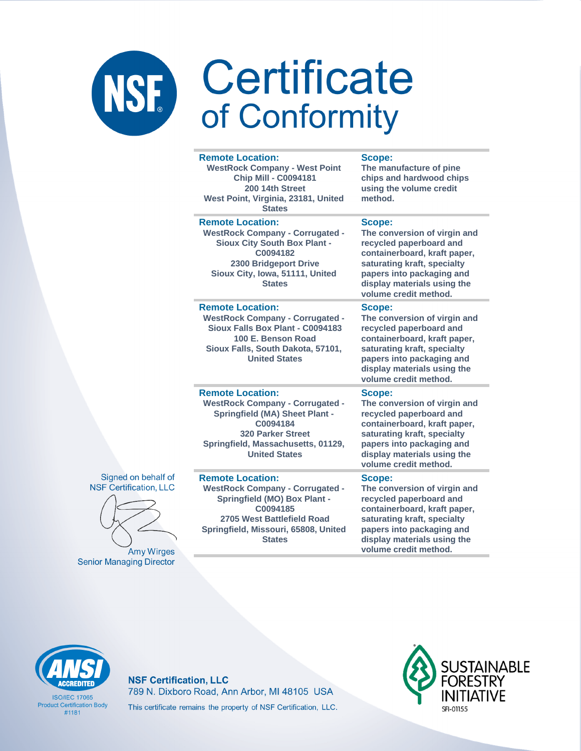# Certificate of Conformity

| Remote Location: | Scope: |
| --- | --- |
| WestRock Company - West Point Chip Mill - C0094181<br>200 14th Street<br>West Point, Virginia, 23181, United States | The manufacture of pine chips and hardwood chips using the volume credit method. |
| WestRock Company - Corrugated - Sioux City South Box Plant - C0094182<br>2300 Bridgeport Drive<br>Sioux City, Iowa, 51111, United States | The conversion of virgin and recycled paperboard and containerboard, kraft paper, saturating kraft, specialty papers into packaging and display materials using the volume credit method. |
| WestRock Company - Corrugated - Sioux Falls Box Plant - C0094183<br>100 E. Benson Road<br>Sioux Falls, South Dakota, 57101, United States | The conversion of virgin and recycled paperboard and containerboard, kraft paper, saturating kraft, specialty papers into packaging and display materials using the volume credit method. |
| WestRock Company - Corrugated - Springfield (MA) Sheet Plant - C0094184<br>320 Parker Street<br>Springfield, Massachusetts, 01129, United States | The conversion of virgin and recycled paperboard and containerboard, kraft paper, saturating kraft, specialty papers into packaging and display materials using the volume credit method. |
| WestRock Company - Corrugated - Springfield (MO) Box Plant - C0094185<br>2705 West Battlefield Road<br>Springfield, Missouri, 65808, United States | The conversion of virgin and recycled paperboard and containerboard, kraft paper, saturating kraft, specialty papers into packaging and display materials using the volume credit method. |

Signed on behalf of NSF Certification, LLC

Amy Wirges
Senior Managing Director

ANSI ACCREDITED
ISO/IEC 17065 Product Certification Body #1181

**NSF Certification, LLC**
789 N. Dixboro Road, Ann Arbor, MI 48105 USA
This certificate remains the property of NSF Certification, LLC.

SUSTAINABLE FORESTRY INITIATIVE
SFI-01155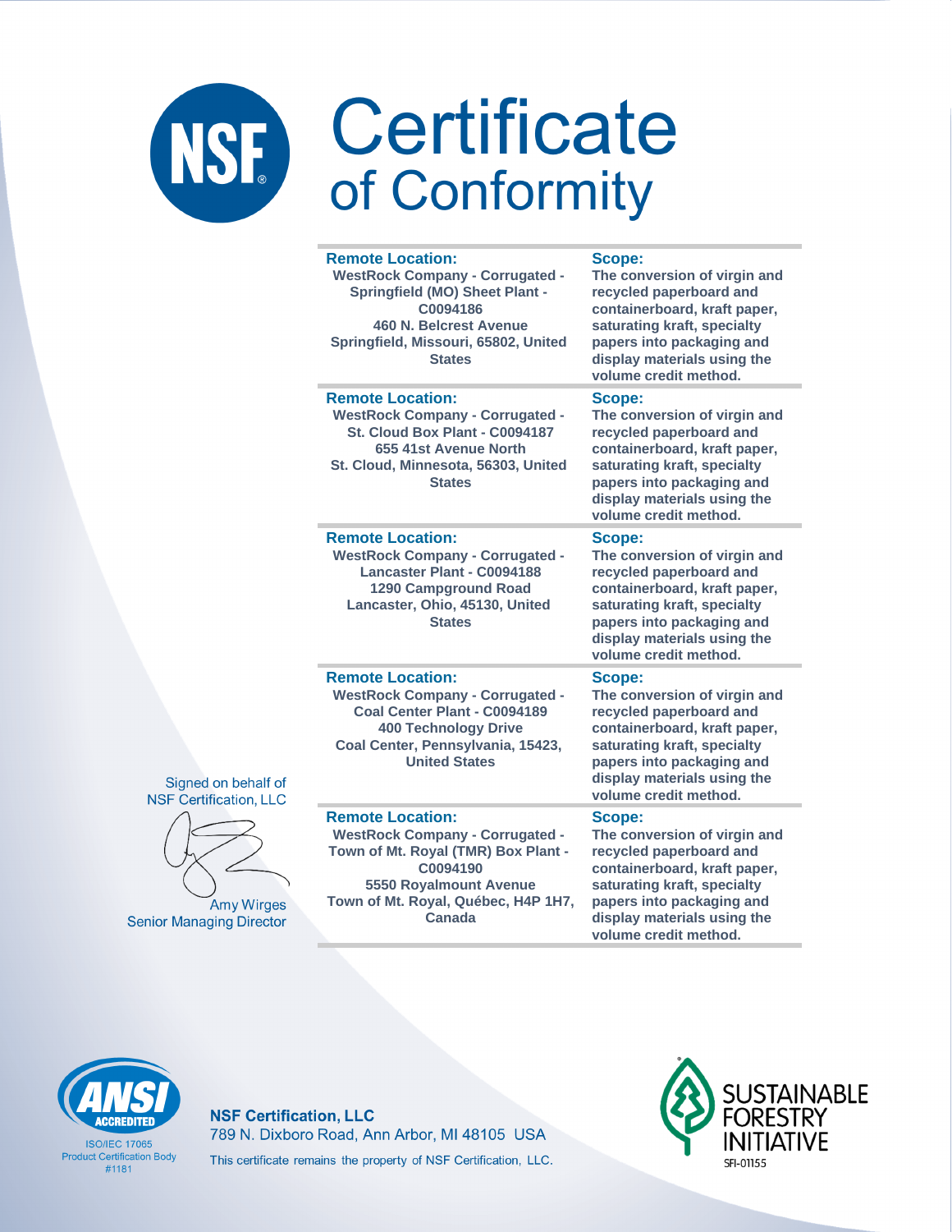# Certificate of Conformity

| Remote Location: | Scope: |
|---|---|
| WestRock Company - Corrugated - Springfield (MO) Sheet Plant - C0094186<br>460 N. Belcrest Avenue<br>Springfield, Missouri, 65802, United States | The conversion of virgin and recycled paperboard and containerboard, kraft paper, saturating kraft, specialty papers into packaging and display materials using the volume credit method. |
| WestRock Company - Corrugated - St. Cloud Box Plant - C0094187<br>655 41st Avenue North<br>St. Cloud, Minnesota, 56303, United States | The conversion of virgin and recycled paperboard and containerboard, kraft paper, saturating kraft, specialty papers into packaging and display materials using the volume credit method. |
| WestRock Company - Corrugated - Lancaster Plant - C0094188<br>1290 Campground Road<br>Lancaster, Ohio, 45130, United States | The conversion of virgin and recycled paperboard and containerboard, kraft paper, saturating kraft, specialty papers into packaging and display materials using the volume credit method. |
| WestRock Company - Corrugated - Coal Center Plant - C0094189<br>400 Technology Drive<br>Coal Center, Pennsylvania, 15423, United States | The conversion of virgin and recycled paperboard and containerboard, kraft paper, saturating kraft, specialty papers into packaging and display materials using the volume credit method. |
| WestRock Company - Corrugated - Town of Mt. Royal (TMR) Box Plant - C0094190<br>5550 Royalmount Avenue<br>Town of Mt. Royal, Québec, H4P 1H7, Canada | The conversion of virgin and recycled paperboard and containerboard, kraft paper, saturating kraft, specialty papers into packaging and display materials using the volume credit method. |

Signed on behalf of NSF Certification, LLC

Amy Wirges
Senior Managing Director

ANSI ACCREDITED
ISO/IEC 17065
Product Certification Body
#1181

**NSF Certification, LLC**
789 N. Dixboro Road, Ann Arbor, MI 48105 USA
This certificate remains the property of NSF Certification, LLC.

SUSTAINABLE FORESTRY INITIATIVE
SFI-01155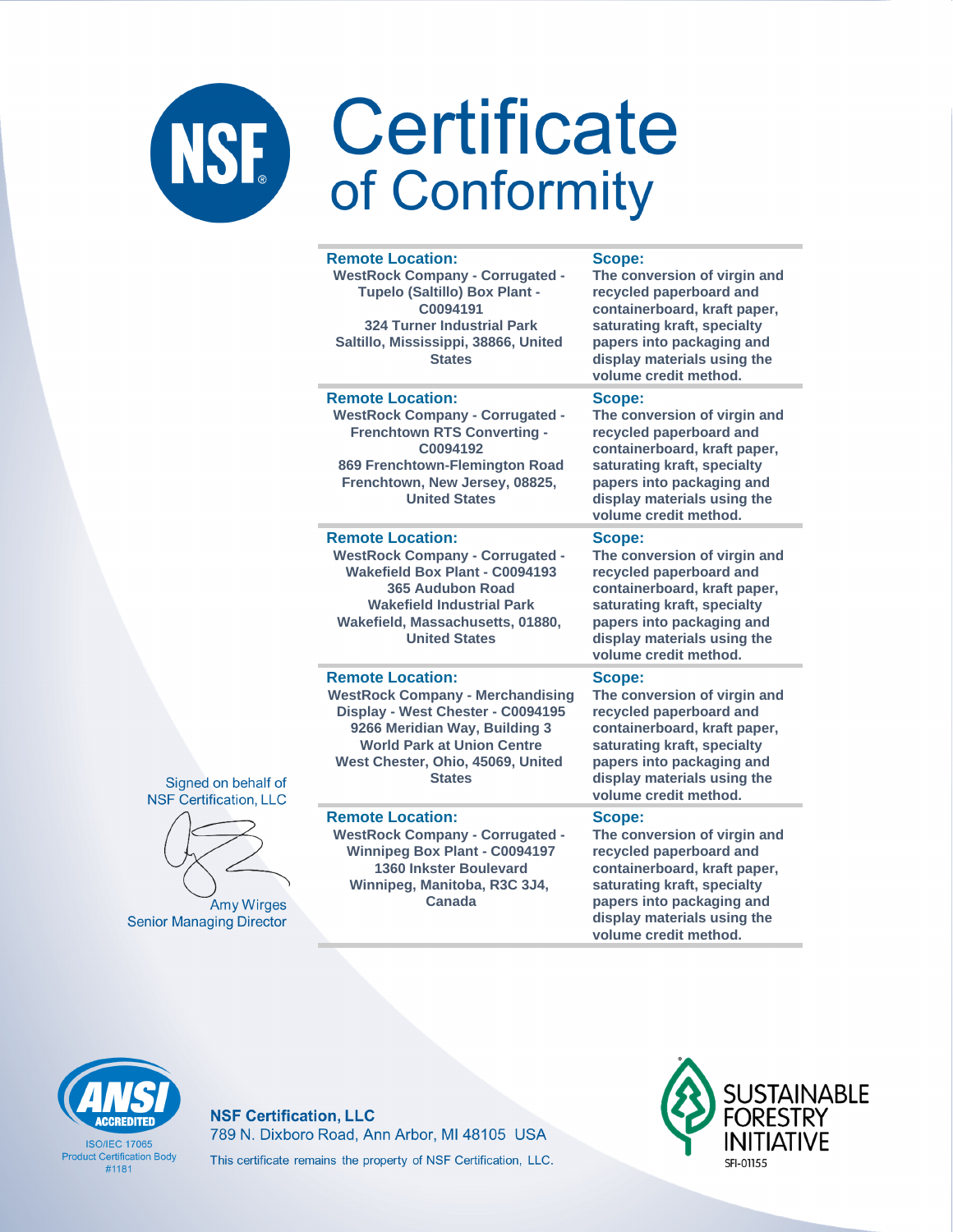# Certificate of Conformity

| Remote Location: | Scope: |
|---|---|
| WestRock Company - Corrugated - Tupelo (Saltillo) Box Plant - C0094191<br>324 Turner Industrial Park<br>Saltillo, Mississippi, 38866, United States | The conversion of virgin and recycled paperboard and containerboard, kraft paper, saturating kraft, specialty papers into packaging and display materials using the volume credit method. |
| WestRock Company - Corrugated - Frenchtown RTS Converting - C0094192<br>869 Frenchtown-Flemington Road<br>Frenchtown, New Jersey, 08825, United States | The conversion of virgin and recycled paperboard and containerboard, kraft paper, saturating kraft, specialty papers into packaging and display materials using the volume credit method. |
| WestRock Company - Corrugated - Wakefield Box Plant - C0094193<br>365 Audubon Road<br>Wakefield Industrial Park<br>Wakefield, Massachusetts, 01880, United States | The conversion of virgin and recycled paperboard and containerboard, kraft paper, saturating kraft, specialty papers into packaging and display materials using the volume credit method. |
| WestRock Company - Merchandising Display - West Chester - C0094195<br>9266 Meridian Way, Building 3<br>World Park at Union Centre<br>West Chester, Ohio, 45069, United States | The conversion of virgin and recycled paperboard and containerboard, kraft paper, saturating kraft, specialty papers into packaging and display materials using the volume credit method. |
| WestRock Company - Corrugated - Winnipeg Box Plant - C0094197<br>1360 Inkster Boulevard<br>Winnipeg, Manitoba, R3C 3J4, Canada | The conversion of virgin and recycled paperboard and containerboard, kraft paper, saturating kraft, specialty papers into packaging and display materials using the volume credit method. |

Signed on behalf of
NSF Certification, LLC

Amy Wirges
Senior Managing Director

ANSI ACCREDITED
ISO/IEC 17065
Product Certification Body
#1181

**NSF Certification, LLC**
789 N. Dixboro Road, Ann Arbor, MI 48105 USA
This certificate remains the property of NSF Certification, LLC.

SUSTAINABLE FORESTRY INITIATIVE
SFI-01155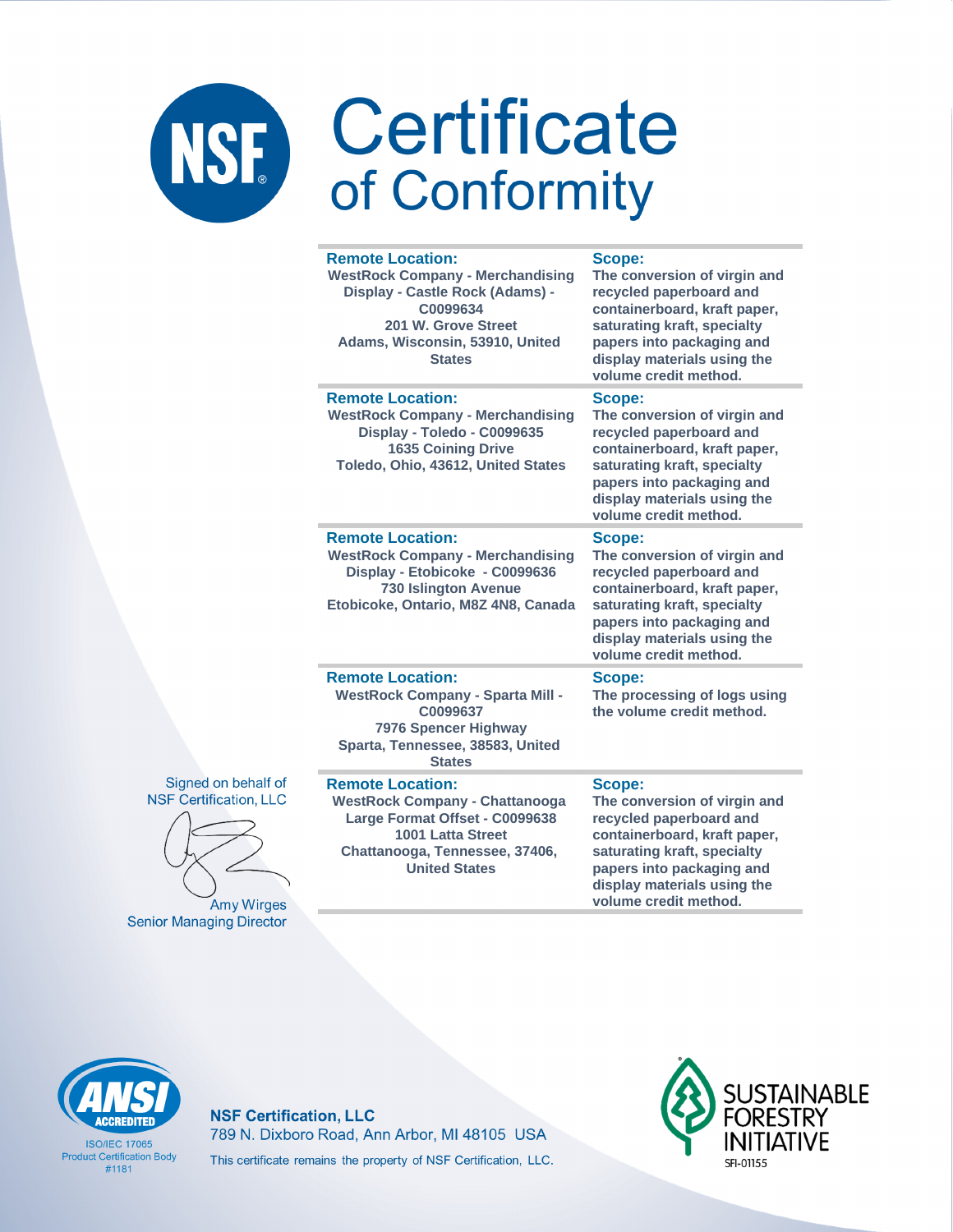# Certificate of Conformity

| Remote Location: | Scope: |
| --- | --- |
| WestRock Company - Merchandising Display - Castle Rock (Adams) - C0099634<br>201 W. Grove Street<br>Adams, Wisconsin, 53910, United States | The conversion of virgin and recycled paperboard and containerboard, kraft paper, saturating kraft, specialty papers into packaging and display materials using the volume credit method. |
| WestRock Company - Merchandising Display - Toledo - C0099635<br>1635 Coining Drive<br>Toledo, Ohio, 43612, United States | The conversion of virgin and recycled paperboard and containerboard, kraft paper, saturating kraft, specialty papers into packaging and display materials using the volume credit method. |
| WestRock Company - Merchandising Display - Etobicoke - C0099636<br>730 Islington Avenue<br>Etobicoke, Ontario, M8Z 4N8, Canada | The conversion of virgin and recycled paperboard and containerboard, kraft paper, saturating kraft, specialty papers into packaging and display materials using the volume credit method. |
| WestRock Company - Sparta Mill - C0099637<br>7976 Spencer Highway<br>Sparta, Tennessee, 38583, United States | The processing of logs using the volume credit method. |
| WestRock Company - Chattanooga Large Format Offset - C0099638<br>1001 Latta Street<br>Chattanooga, Tennessee, 37406, United States | The conversion of virgin and recycled paperboard and containerboard, kraft paper, saturating kraft, specialty papers into packaging and display materials using the volume credit method. |

Signed on behalf of NSF Certification, LLC

Amy Wirges
Senior Managing Director

ANSI ACCREDITED
ISO/IEC 17065 Product Certification Body #1181

**NSF Certification, LLC**
789 N. Dixboro Road, Ann Arbor, MI 48105 USA
This certificate remains the property of NSF Certification, LLC.

SUSTAINABLE FORESTRY INITIATIVE
SFI-01155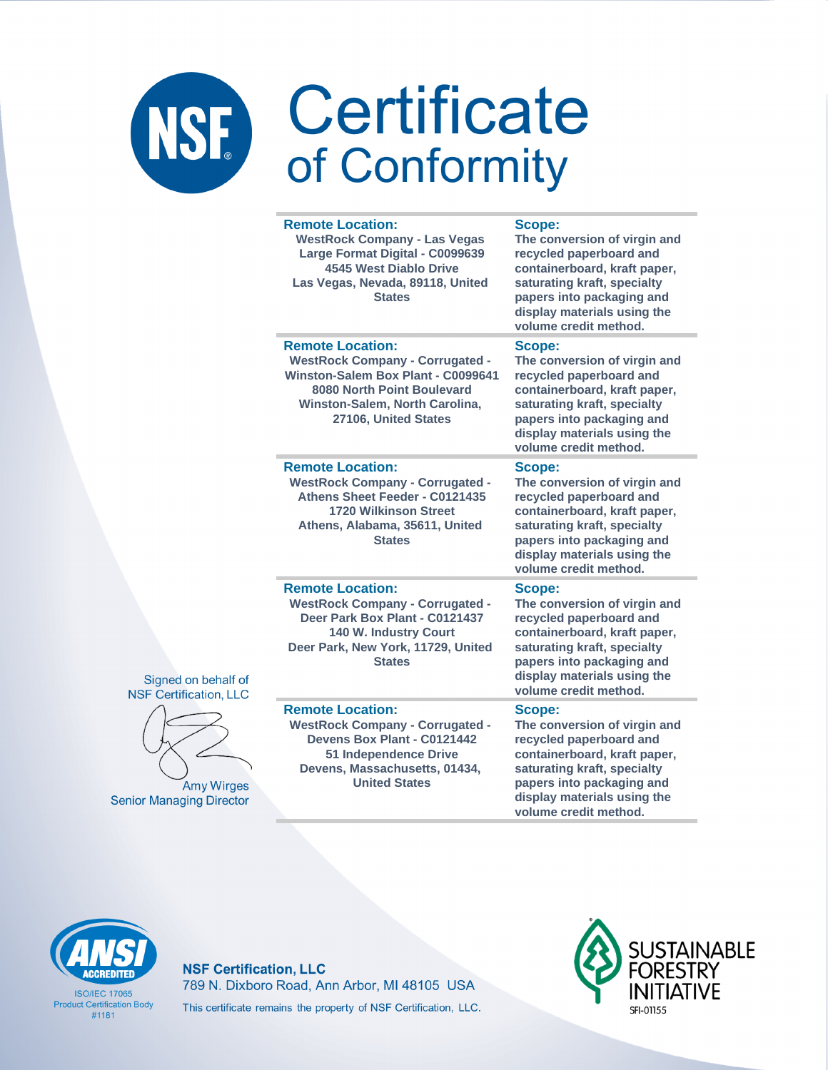# Certificate of Conformity

| Remote Location: | Scope: |
|---|---|
| WestRock Company - Las Vegas Large Format Digital - C0099639 4545 West Diablo Drive Las Vegas, Nevada, 89118, United States | The conversion of virgin and recycled paperboard and containerboard, kraft paper, saturating kraft, specialty papers into packaging and display materials using the volume credit method. |
| WestRock Company - Corrugated - Winston-Salem Box Plant - C0099641 8080 North Point Boulevard Winston-Salem, North Carolina, 27106, United States | The conversion of virgin and recycled paperboard and containerboard, kraft paper, saturating kraft, specialty papers into packaging and display materials using the volume credit method. |
| WestRock Company - Corrugated - Athens Sheet Feeder - C0121435 1720 Wilkinson Street Athens, Alabama, 35611, United States | The conversion of virgin and recycled paperboard and containerboard, kraft paper, saturating kraft, specialty papers into packaging and display materials using the volume credit method. |
| WestRock Company - Corrugated - Deer Park Box Plant - C0121437 140 W. Industry Court Deer Park, New York, 11729, United States | The conversion of virgin and recycled paperboard and containerboard, kraft paper, saturating kraft, specialty papers into packaging and display materials using the volume credit method. |
| WestRock Company - Corrugated - Devens Box Plant - C0121442 51 Independence Drive Devens, Massachusetts, 01434, United States | The conversion of virgin and recycled paperboard and containerboard, kraft paper, saturating kraft, specialty papers into packaging and display materials using the volume credit method. |

Signed on behalf of NSF Certification, LLC

Amy Wirges
Senior Managing Director

ANSI ACCREDITED
ISO/IEC 17065 Product Certification Body #1181

**NSF Certification, LLC**
789 N. Dixboro Road, Ann Arbor, MI 48105 USA
This certificate remains the property of NSF Certification, LLC.

SUSTAINABLE FORESTRY INITIATIVE
SFI-01155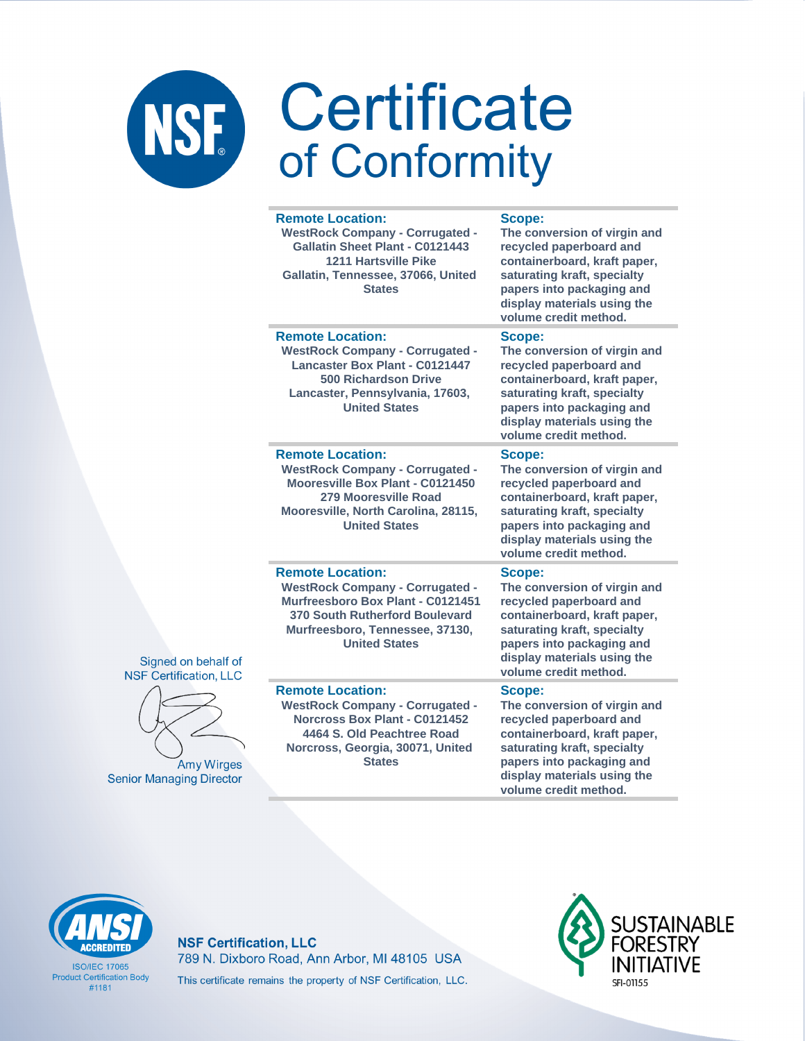# Certificate of Conformity

| Remote Location: | Scope: |
|---|---|
| WestRock Company - Corrugated - Gallatin Sheet Plant - C0121443<br>1211 Hartsville Pike<br>Gallatin, Tennessee, 37066, United States | The conversion of virgin and recycled paperboard and containerboard, kraft paper, saturating kraft, specialty papers into packaging and display materials using the volume credit method. |
| WestRock Company - Corrugated - Lancaster Box Plant - C0121447<br>500 Richardson Drive<br>Lancaster, Pennsylvania, 17603, United States | The conversion of virgin and recycled paperboard and containerboard, kraft paper, saturating kraft, specialty papers into packaging and display materials using the volume credit method. |
| WestRock Company - Corrugated - Mooresville Box Plant - C0121450<br>279 Mooresville Road<br>Mooresville, North Carolina, 28115, United States | The conversion of virgin and recycled paperboard and containerboard, kraft paper, saturating kraft, specialty papers into packaging and display materials using the volume credit method. |
| WestRock Company - Corrugated - Murfreesboro Box Plant - C0121451<br>370 South Rutherford Boulevard<br>Murfreesboro, Tennessee, 37130, United States | The conversion of virgin and recycled paperboard and containerboard, kraft paper, saturating kraft, specialty papers into packaging and display materials using the volume credit method. |
| WestRock Company - Corrugated - Norcross Box Plant - C0121452<br>4464 S. Old Peachtree Road<br>Norcross, Georgia, 30071, United States | The conversion of virgin and recycled paperboard and containerboard, kraft paper, saturating kraft, specialty papers into packaging and display materials using the volume credit method. |

Signed on behalf of NSF Certification, LLC

Amy Wirges
Senior Managing Director

ANSI ACCREDITED
ISO/IEC 17065
Product Certification Body
#1181

**NSF Certification, LLC**
789 N. Dixboro Road, Ann Arbor, MI 48105 USA
This certificate remains the property of NSF Certification, LLC.

SUSTAINABLE FORESTRY INITIATIVE
SFI-01155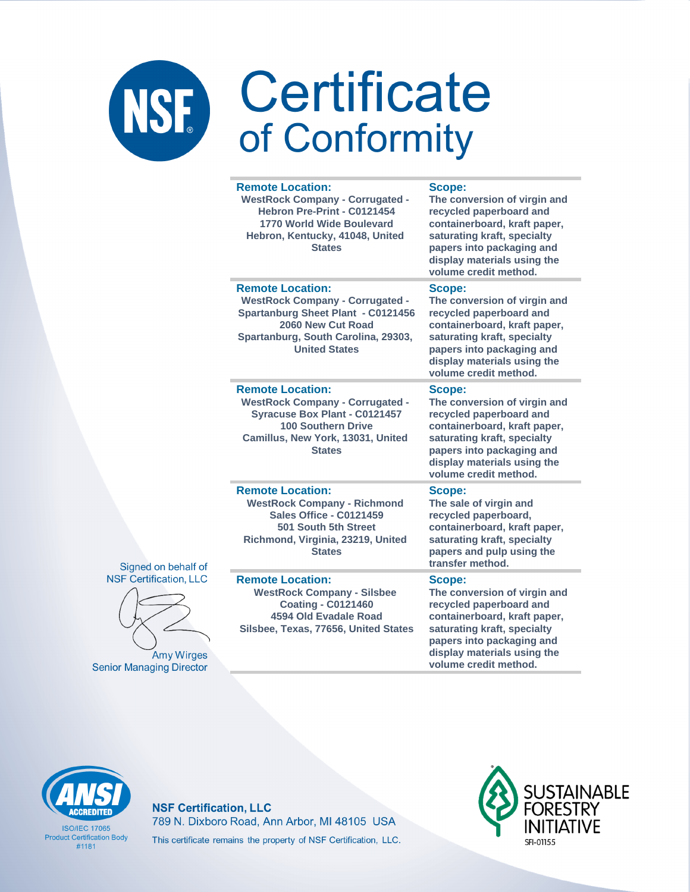# Certificate of Conformity

| Remote Location: | Scope: |
| --- | --- |
| WestRock Company - Corrugated - Hebron Pre-Print - C0121454 1770 World Wide Boulevard Hebron, Kentucky, 41048, United States | The conversion of virgin and recycled paperboard and containerboard, kraft paper, saturating kraft, specialty papers into packaging and display materials using the volume credit method. |
| **Remote Location:** WestRock Company - Corrugated - Spartanburg Sheet Plant - C0121456 2060 New Cut Road Spartanburg, South Carolina, 29303, United States | **Scope:** The conversion of virgin and recycled paperboard and containerboard, kraft paper, saturating kraft, specialty papers into packaging and display materials using the volume credit method. |
| **Remote Location:** WestRock Company - Corrugated - Syracuse Box Plant - C0121457 100 Southern Drive Camillus, New York, 13031, United States | **Scope:** The conversion of virgin and recycled paperboard and containerboard, kraft paper, saturating kraft, specialty papers into packaging and display materials using the volume credit method. |
| **Remote Location:** WestRock Company - Richmond Sales Office - C0121459 501 South 5th Street Richmond, Virginia, 23219, United States | **Scope:** The sale of virgin and recycled paperboard, containerboard, kraft paper, saturating kraft, specialty papers and pulp using the transfer method. |
| **Remote Location:** WestRock Company - Silsbee Coating - C0121460 4594 Old Evadale Road Silsbee, Texas, 77656, United States | **Scope:** The conversion of virgin and recycled paperboard and containerboard, kraft paper, saturating kraft, specialty papers into packaging and display materials using the volume credit method. |

Signed on behalf of NSF Certification, LLC

Amy Wirges
Senior Managing Director

ANSI ACCREDITED
ISO/IEC 17065 Product Certification Body #1181

**NSF Certification, LLC**
789 N. Dixboro Road, Ann Arbor, MI 48105 USA
This certificate remains the property of NSF Certification, LLC.

SUSTAINABLE FORESTRY INITIATIVE
SFI-01155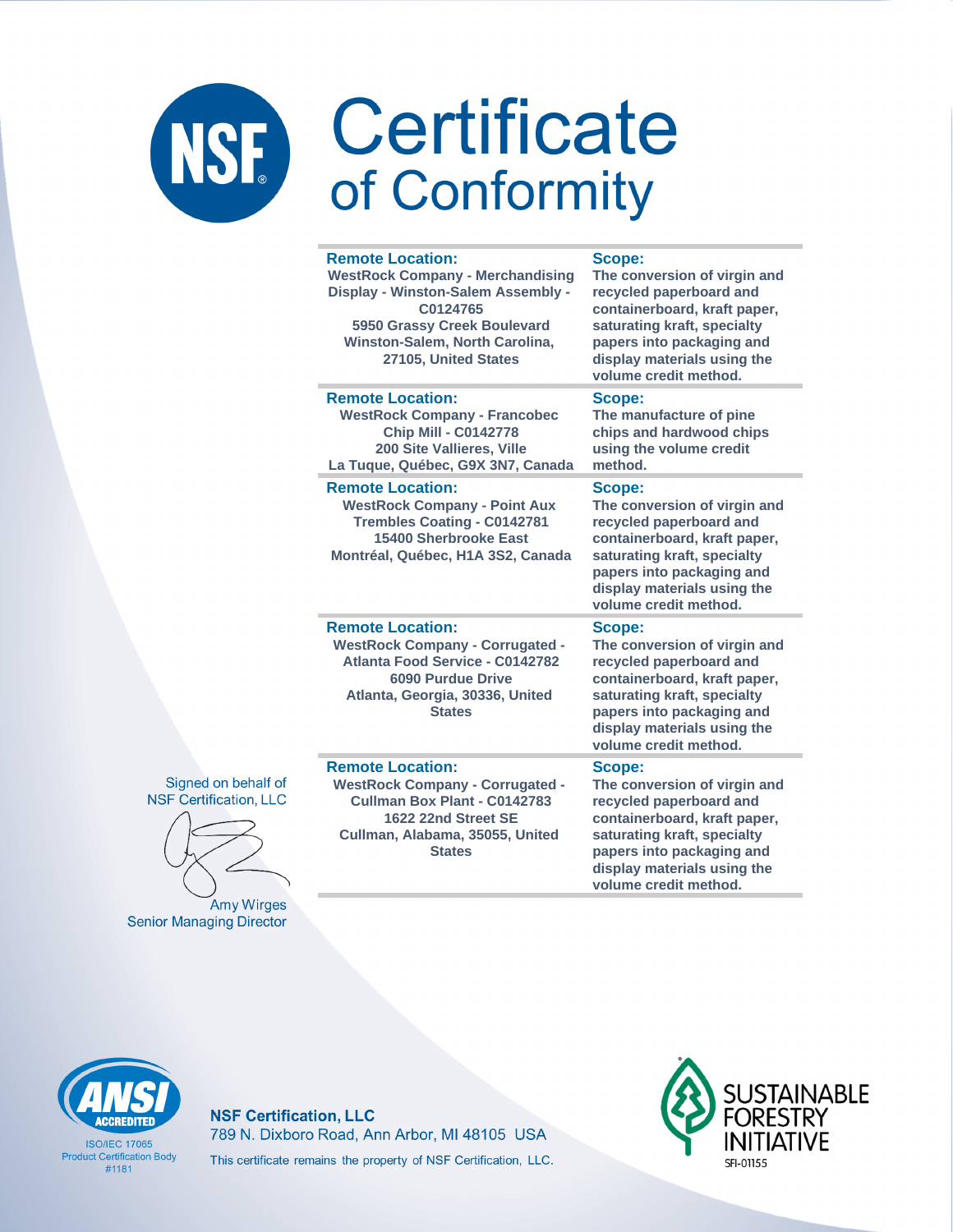# Certificate of Conformity

| Remote Location: | Scope: |
| --- | --- |
| WestRock Company - Merchandising Display - Winston-Salem Assembly - C0124765<br>5950 Grassy Creek Boulevard<br>Winston-Salem, North Carolina, 27105, United States | The conversion of virgin and recycled paperboard and containerboard, kraft paper, saturating kraft, specialty papers into packaging and display materials using the volume credit method. |
| WestRock Company - Francobec Chip Mill - C0142778<br>200 Site Vallieres, Ville<br>La Tuque, Québec, G9X 3N7, Canada | The manufacture of pine chips and hardwood chips using the volume credit method. |
| WestRock Company - Point Aux Trembles Coating - C0142781<br>15400 Sherbrooke East<br>Montréal, Québec, H1A 3S2, Canada | The conversion of virgin and recycled paperboard and containerboard, kraft paper, saturating kraft, specialty papers into packaging and display materials using the volume credit method. |
| WestRock Company - Corrugated - Atlanta Food Service - C0142782<br>6090 Purdue Drive<br>Atlanta, Georgia, 30336, United States | The conversion of virgin and recycled paperboard and containerboard, kraft paper, saturating kraft, specialty papers into packaging and display materials using the volume credit method. |
| WestRock Company - Corrugated - Cullman Box Plant - C0142783<br>1622 22nd Street SE<br>Cullman, Alabama, 35055, United States | The conversion of virgin and recycled paperboard and containerboard, kraft paper, saturating kraft, specialty papers into packaging and display materials using the volume credit method. |

Signed on behalf of NSF Certification, LLC

Amy Wirges
Senior Managing Director

ANSI ACCREDITED
ISO/IEC 17065 Product Certification Body #1181

**NSF Certification, LLC**
789 N. Dixboro Road, Ann Arbor, MI 48105 USA
This certificate remains the property of NSF Certification, LLC.

SUSTAINABLE FORESTRY INITIATIVE
SFI-01155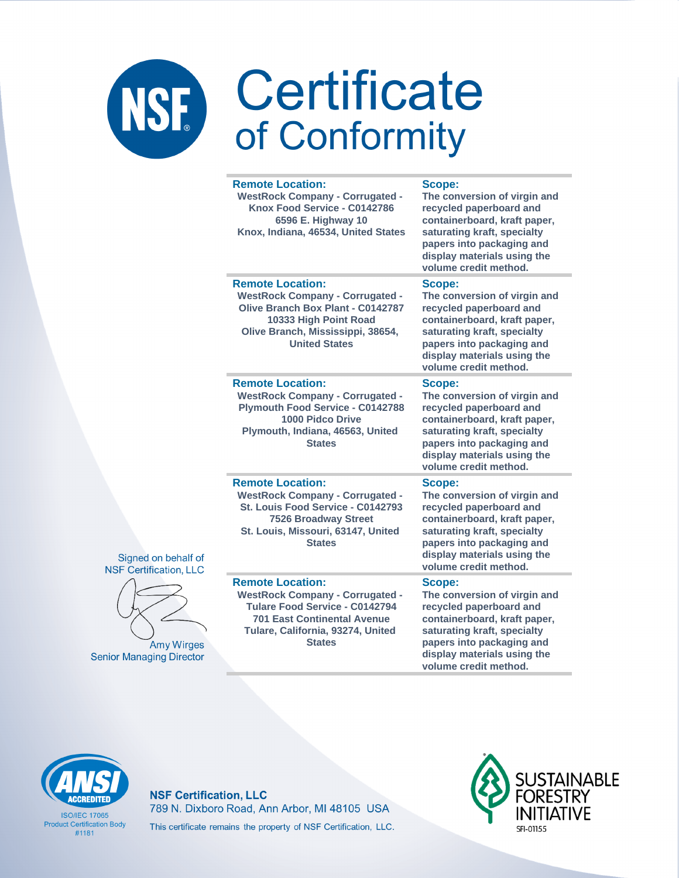# Certificate of Conformity

| Remote Location: | Scope: |
|---|---|
| WestRock Company - Corrugated - Knox Food Service - C0142786<br>6596 E. Highway 10<br>Knox, Indiana, 46534, United States | The conversion of virgin and recycled paperboard and containerboard, kraft paper, saturating kraft, specialty papers into packaging and display materials using the volume credit method. |
| WestRock Company - Corrugated - Olive Branch Box Plant - C0142787<br>10333 High Point Road<br>Olive Branch, Mississippi, 38654, United States | The conversion of virgin and recycled paperboard and containerboard, kraft paper, saturating kraft, specialty papers into packaging and display materials using the volume credit method. |
| WestRock Company - Corrugated - Plymouth Food Service - C0142788<br>1000 Pidco Drive<br>Plymouth, Indiana, 46563, United States | The conversion of virgin and recycled paperboard and containerboard, kraft paper, saturating kraft, specialty papers into packaging and display materials using the volume credit method. |
| WestRock Company - Corrugated - St. Louis Food Service - C0142793<br>7526 Broadway Street<br>St. Louis, Missouri, 63147, United States | The conversion of virgin and recycled paperboard and containerboard, kraft paper, saturating kraft, specialty papers into packaging and display materials using the volume credit method. |
| WestRock Company - Corrugated - Tulare Food Service - C0142794<br>701 East Continental Avenue<br>Tulare, California, 93274, United States | The conversion of virgin and recycled paperboard and containerboard, kraft paper, saturating kraft, specialty papers into packaging and display materials using the volume credit method. |

Signed on behalf of NSF Certification, LLC

Amy Wirges
Senior Managing Director

ANSI ACCREDITED
ISO/IEC 17065
Product Certification Body
#1181

**NSF Certification, LLC**
789 N. Dixboro Road, Ann Arbor, MI 48105 USA
This certificate remains the property of NSF Certification, LLC.

SUSTAINABLE FORESTRY INITIATIVE
SFI-01155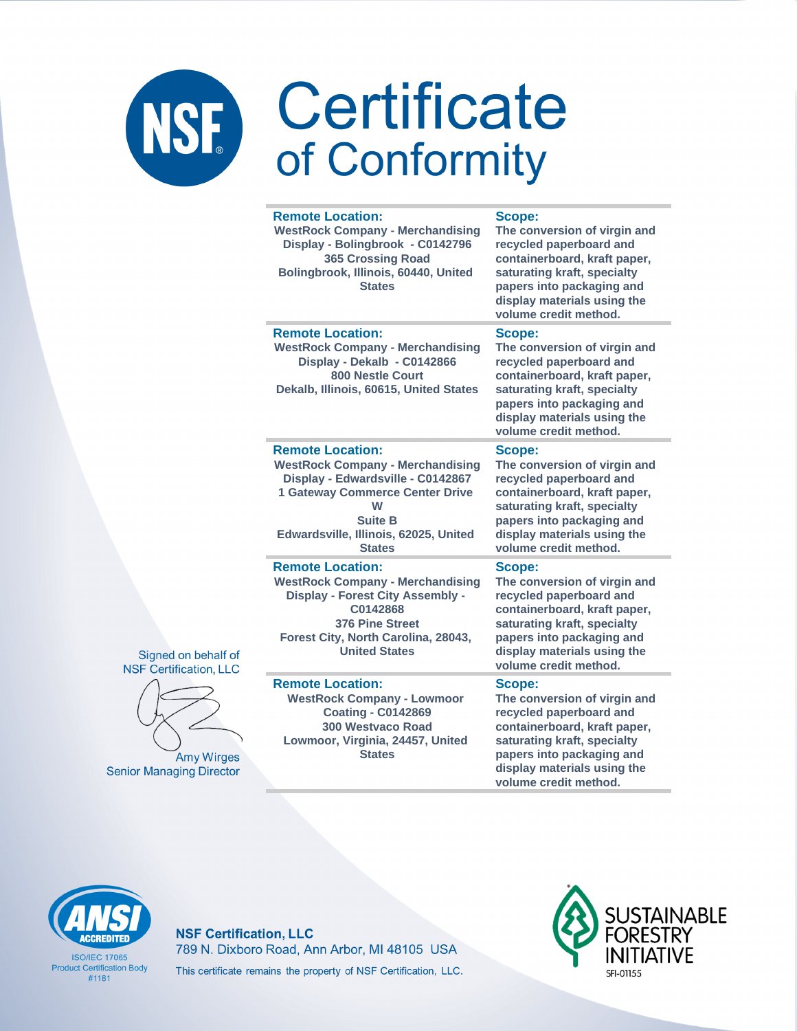# Certificate of Conformity

| Remote Location: | Scope: |
|---|---|
| WestRock Company - Merchandising Display - Bolingbrook - C0142796<br>365 Crossing Road<br>Bolingbrook, Illinois, 60440, United States | The conversion of virgin and recycled paperboard and containerboard, kraft paper, saturating kraft, specialty papers into packaging and display materials using the volume credit method. |
| WestRock Company - Merchandising Display - Dekalb - C0142866<br>800 Nestle Court<br>Dekalb, Illinois, 60615, United States | The conversion of virgin and recycled paperboard and containerboard, kraft paper, saturating kraft, specialty papers into packaging and display materials using the volume credit method. |
| WestRock Company - Merchandising Display - Edwardsville - C0142867<br>1 Gateway Commerce Center Drive W<br>Suite B<br>Edwardsville, Illinois, 62025, United States | The conversion of virgin and recycled paperboard and containerboard, kraft paper, saturating kraft, specialty papers into packaging and display materials using the volume credit method. |
| WestRock Company - Merchandising Display - Forest City Assembly - C0142868<br>376 Pine Street<br>Forest City, North Carolina, 28043, United States | The conversion of virgin and recycled paperboard and containerboard, kraft paper, saturating kraft, specialty papers into packaging and display materials using the volume credit method. |
| WestRock Company - Lowmoor Coating - C0142869<br>300 Westvaco Road<br>Lowmoor, Virginia, 24457, United States | The conversion of virgin and recycled paperboard and containerboard, kraft paper, saturating kraft, specialty papers into packaging and display materials using the volume credit method. |

Signed on behalf of
NSF Certification, LLC

Amy Wirges
Senior Managing Director

ANSI ACCREDITED
ISO/IEC 17065
Product Certification Body
#1181

**NSF Certification, LLC**
789 N. Dixboro Road, Ann Arbor, MI 48105 USA
This certificate remains the property of NSF Certification, LLC.

SUSTAINABLE FORESTRY INITIATIVE
SFI-01155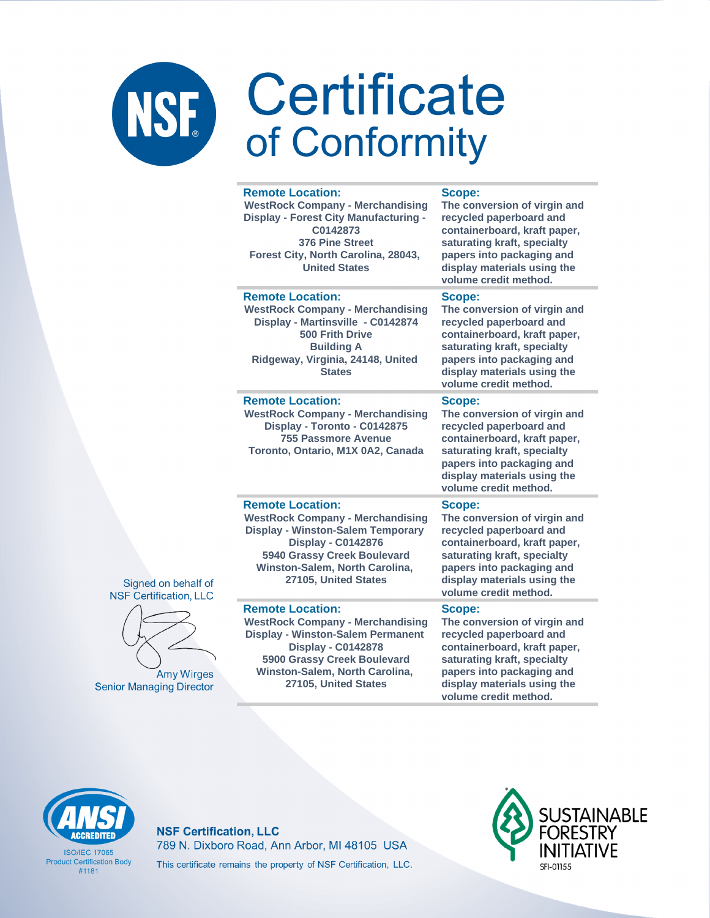# Certificate of Conformity

| Remote Location: | Scope: |
|---|---|
| WestRock Company - Merchandising Display - Forest City Manufacturing - C0142873<br>376 Pine Street<br>Forest City, North Carolina, 28043, United States | The conversion of virgin and recycled paperboard and containerboard, kraft paper, saturating kraft, specialty papers into packaging and display materials using the volume credit method. |
| WestRock Company - Merchandising Display - Martinsville - C0142874<br>500 Frith Drive<br>Building A<br>Ridgeway, Virginia, 24148, United States | The conversion of virgin and recycled paperboard and containerboard, kraft paper, saturating kraft, specialty papers into packaging and display materials using the volume credit method. |
| WestRock Company - Merchandising Display - Toronto - C0142875<br>755 Passmore Avenue<br>Toronto, Ontario, M1X 0A2, Canada | The conversion of virgin and recycled paperboard and containerboard, kraft paper, saturating kraft, specialty papers into packaging and display materials using the volume credit method. |
| WestRock Company - Merchandising Display - Winston-Salem Temporary Display - C0142876<br>5940 Grassy Creek Boulevard<br>Winston-Salem, North Carolina, 27105, United States | The conversion of virgin and recycled paperboard and containerboard, kraft paper, saturating kraft, specialty papers into packaging and display materials using the volume credit method. |
| WestRock Company - Merchandising Display - Winston-Salem Permanent Display - C0142878<br>5900 Grassy Creek Boulevard<br>Winston-Salem, North Carolina, 27105, United States | The conversion of virgin and recycled paperboard and containerboard, kraft paper, saturating kraft, specialty papers into packaging and display materials using the volume credit method. |

Signed on behalf of
NSF Certification, LLC

Amy Wirges
Senior Managing Director

ANSI ACCREDITED
ISO/IEC 17065
Product Certification Body
#1181

**NSF Certification, LLC**
789 N. Dixboro Road, Ann Arbor, MI 48105 USA
This certificate remains the property of NSF Certification, LLC.

SUSTAINABLE FORESTRY INITIATIVE
SFI-01155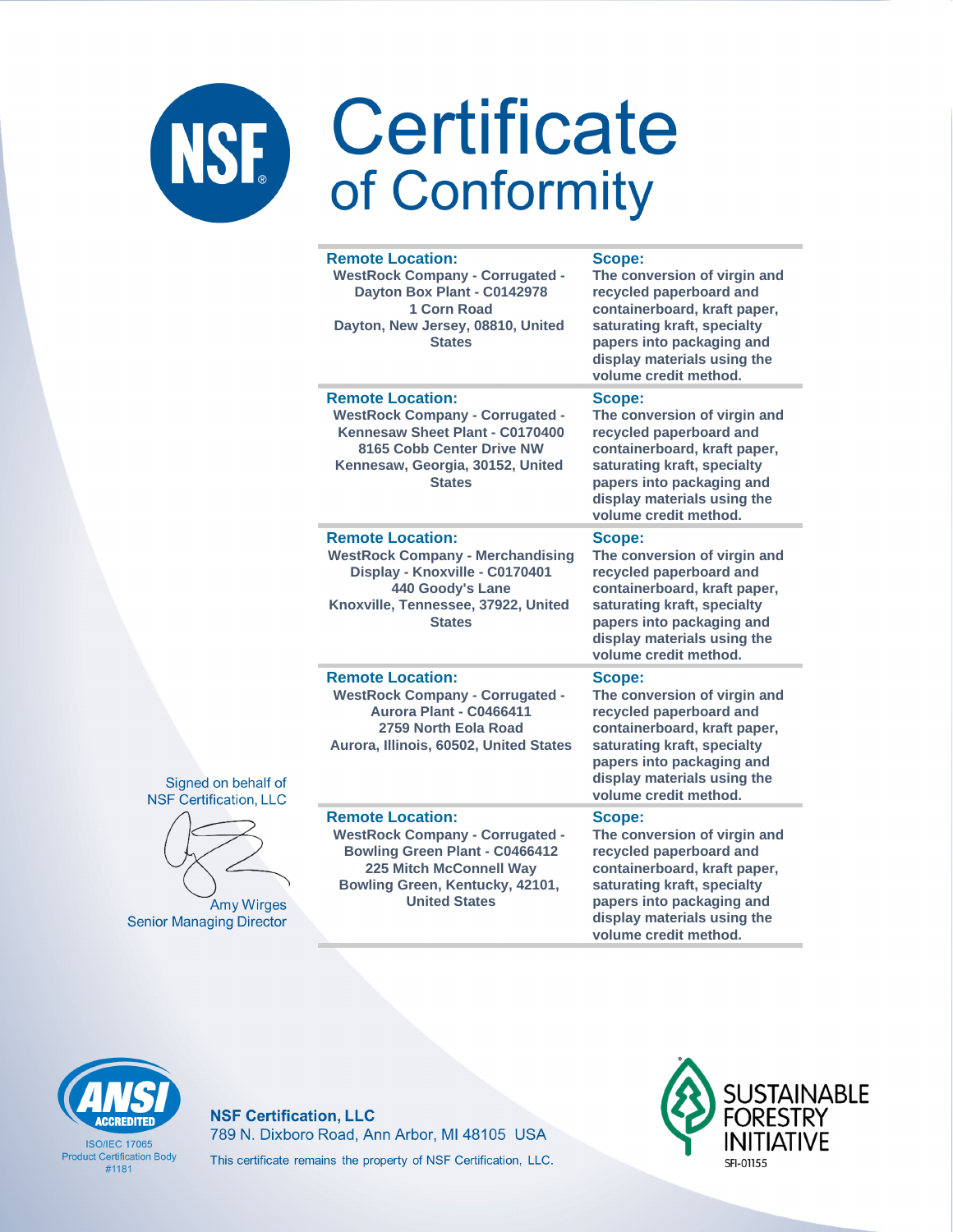# Certificate of Conformity

| Remote Location: | Scope: |
|---|---|
| WestRock Company - Corrugated - Dayton Box Plant - C0142978<br>1 Corn Road<br>Dayton, New Jersey, 08810, United States | The conversion of virgin and recycled paperboard and containerboard, kraft paper, saturating kraft, specialty papers into packaging and display materials using the volume credit method. |
| WestRock Company - Corrugated - Kennesaw Sheet Plant - C0170400<br>8165 Cobb Center Drive NW<br>Kennesaw, Georgia, 30152, United States | The conversion of virgin and recycled paperboard and containerboard, kraft paper, saturating kraft, specialty papers into packaging and display materials using the volume credit method. |
| WestRock Company - Merchandising Display - Knoxville - C0170401<br>440 Goody's Lane<br>Knoxville, Tennessee, 37922, United States | The conversion of virgin and recycled paperboard and containerboard, kraft paper, saturating kraft, specialty papers into packaging and display materials using the volume credit method. |
| WestRock Company - Corrugated - Aurora Plant - C0466411<br>2759 North Eola Road<br>Aurora, Illinois, 60502, United States | The conversion of virgin and recycled paperboard and containerboard, kraft paper, saturating kraft, specialty papers into packaging and display materials using the volume credit method. |
| WestRock Company - Corrugated - Bowling Green Plant - C0466412<br>225 Mitch McConnell Way<br>Bowling Green, Kentucky, 42101, United States | The conversion of virgin and recycled paperboard and containerboard, kraft paper, saturating kraft, specialty papers into packaging and display materials using the volume credit method. |

Signed on behalf of
NSF Certification, LLC

Amy Wirges
Senior Managing Director

ANSI ACCREDITED
ISO/IEC 17065
Product Certification Body
#1181

**NSF Certification, LLC**
789 N. Dixboro Road, Ann Arbor, MI 48105 USA
This certificate remains the property of NSF Certification, LLC.

SUSTAINABLE FORESTRY INITIATIVE
SFI-01155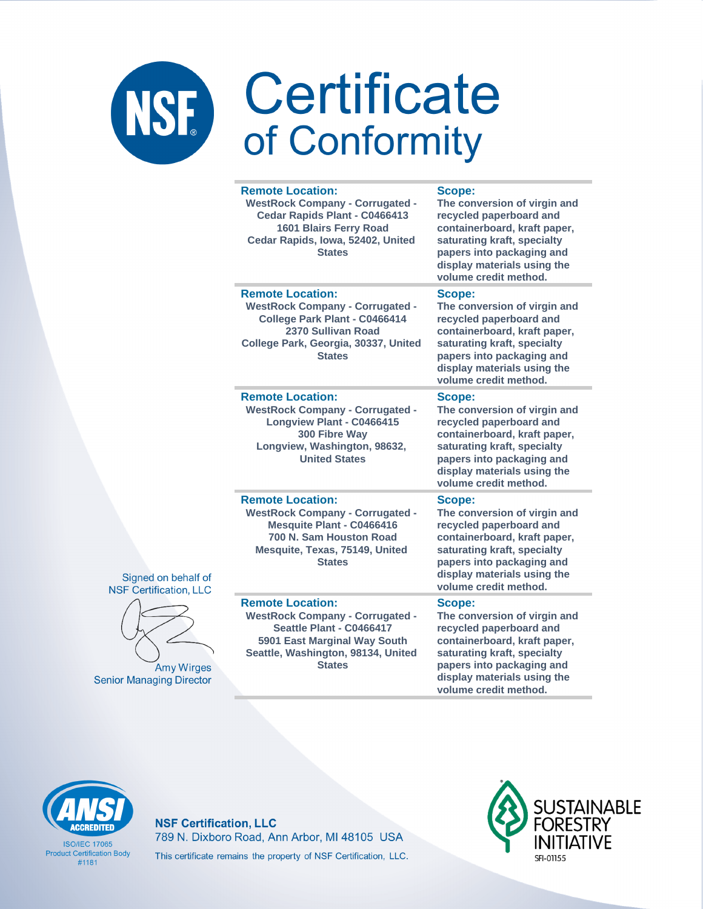# Certificate of Conformity

| Remote Location: | Scope: |
|---|---|
| WestRock Company - Corrugated - Cedar Rapids Plant - C0466413<br>1601 Blairs Ferry Road<br>Cedar Rapids, Iowa, 52402, United States | The conversion of virgin and recycled paperboard and containerboard, kraft paper, saturating kraft, specialty papers into packaging and display materials using the volume credit method. |
| WestRock Company - Corrugated - College Park Plant - C0466414<br>2370 Sullivan Road<br>College Park, Georgia, 30337, United States | The conversion of virgin and recycled paperboard and containerboard, kraft paper, saturating kraft, specialty papers into packaging and display materials using the volume credit method. |
| WestRock Company - Corrugated - Longview Plant - C0466415<br>300 Fibre Way<br>Longview, Washington, 98632, United States | The conversion of virgin and recycled paperboard and containerboard, kraft paper, saturating kraft, specialty papers into packaging and display materials using the volume credit method. |
| WestRock Company - Corrugated - Mesquite Plant - C0466416<br>700 N. Sam Houston Road<br>Mesquite, Texas, 75149, United States | The conversion of virgin and recycled paperboard and containerboard, kraft paper, saturating kraft, specialty papers into packaging and display materials using the volume credit method. |
| WestRock Company - Corrugated - Seattle Plant - C0466417<br>5901 East Marginal Way South<br>Seattle, Washington, 98134, United States | The conversion of virgin and recycled paperboard and containerboard, kraft paper, saturating kraft, specialty papers into packaging and display materials using the volume credit method. |

Signed on behalf of
NSF Certification, LLC

Amy Wirges
Senior Managing Director

ANSI ACCREDITED
ISO/IEC 17065
Product Certification Body
#1181

**NSF Certification, LLC**
789 N. Dixboro Road, Ann Arbor, MI 48105 USA
This certificate remains the property of NSF Certification, LLC.

SUSTAINABLE FORESTRY INITIATIVE
SFI-01155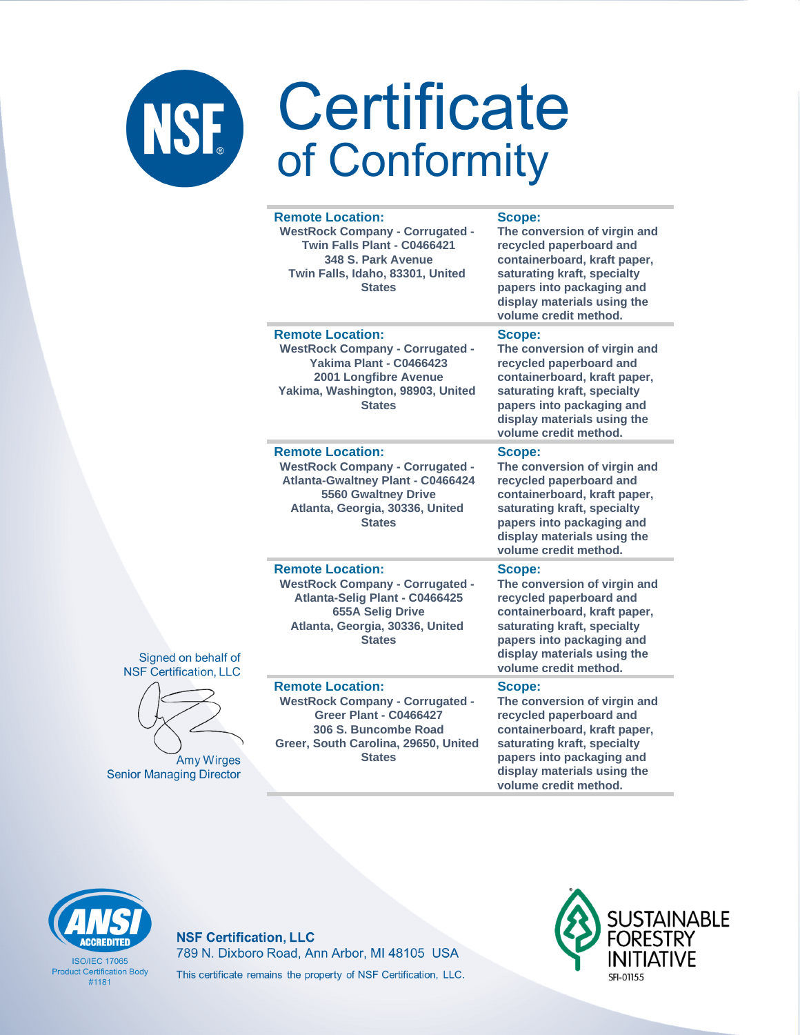# Certificate of Conformity

| Remote Location: | Scope: |
| --- | --- |
| WestRock Company - Corrugated - Twin Falls Plant - C0466421<br>348 S. Park Avenue<br>Twin Falls, Idaho, 83301, United States | The conversion of virgin and recycled paperboard and containerboard, kraft paper, saturating kraft, specialty papers into packaging and display materials using the volume credit method. |
| WestRock Company - Corrugated - Yakima Plant - C0466423<br>2001 Longfibre Avenue<br>Yakima, Washington, 98903, United States | The conversion of virgin and recycled paperboard and containerboard, kraft paper, saturating kraft, specialty papers into packaging and display materials using the volume credit method. |
| WestRock Company - Corrugated - Atlanta-Gwaltney Plant - C0466424<br>5560 Gwaltney Drive<br>Atlanta, Georgia, 30336, United States | The conversion of virgin and recycled paperboard and containerboard, kraft paper, saturating kraft, specialty papers into packaging and display materials using the volume credit method. |
| WestRock Company - Corrugated - Atlanta-Selig Plant - C0466425<br>655A Selig Drive<br>Atlanta, Georgia, 30336, United States | The conversion of virgin and recycled paperboard and containerboard, kraft paper, saturating kraft, specialty papers into packaging and display materials using the volume credit method. |
| WestRock Company - Corrugated - Greer Plant - C0466427<br>306 S. Buncombe Road<br>Greer, South Carolina, 29650, United States | The conversion of virgin and recycled paperboard and containerboard, kraft paper, saturating kraft, specialty papers into packaging and display materials using the volume credit method. |

Signed on behalf of
NSF Certification, LLC

Amy Wirges
Senior Managing Director

ANSI ACCREDITED
ISO/IEC 17065
Product Certification Body
#1181

**NSF Certification, LLC**
789 N. Dixboro Road, Ann Arbor, MI 48105 USA
This certificate remains the property of NSF Certification, LLC.

SUSTAINABLE FORESTRY INITIATIVE
SFI-01155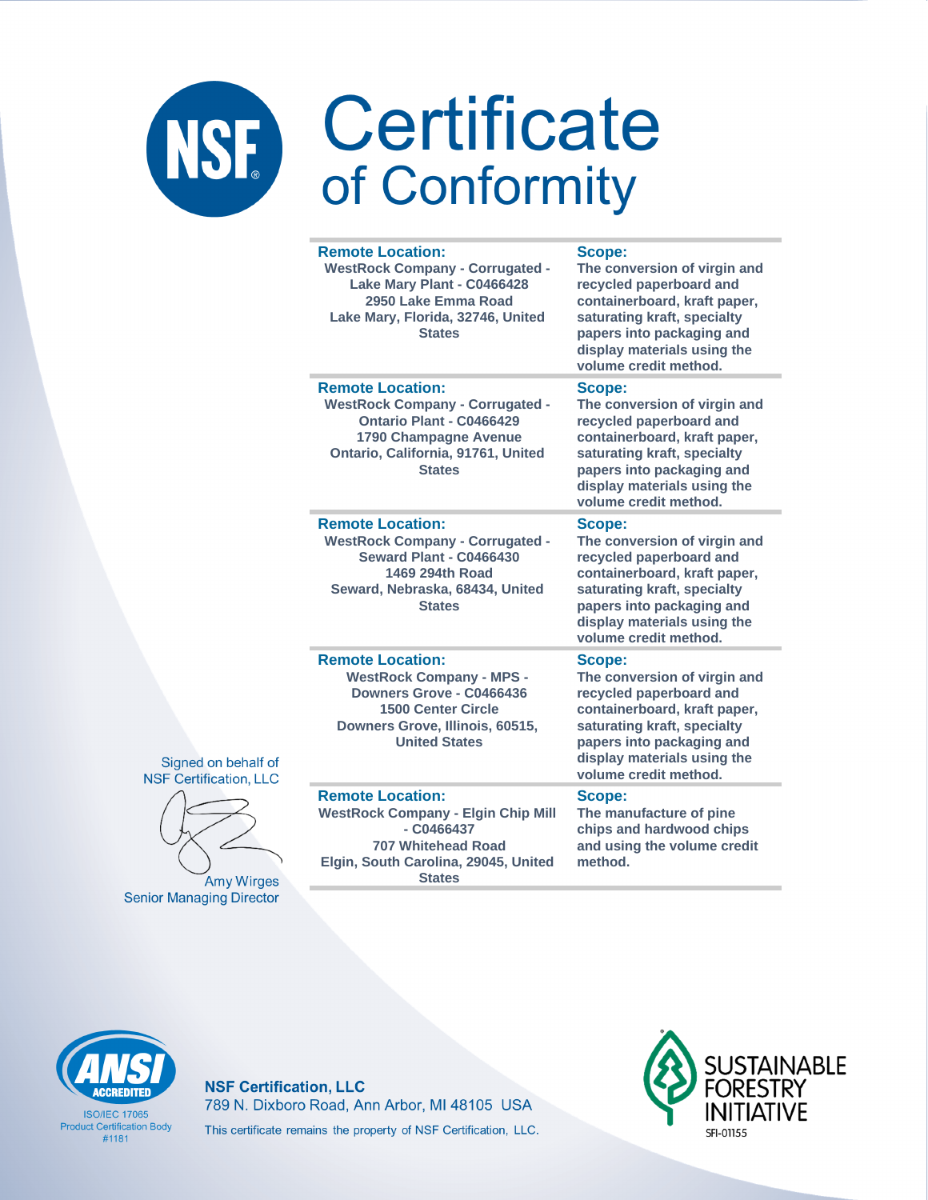# Certificate of Conformity

| Remote Location: | Scope: |
|---|---|
| WestRock Company - Corrugated - Lake Mary Plant - C0466428<br>2950 Lake Emma Road<br>Lake Mary, Florida, 32746, United States | The conversion of virgin and recycled paperboard and containerboard, kraft paper, saturating kraft, specialty papers into packaging and display materials using the volume credit method. |
| WestRock Company - Corrugated - Ontario Plant - C0466429<br>1790 Champagne Avenue<br>Ontario, California, 91761, United States | The conversion of virgin and recycled paperboard and containerboard, kraft paper, saturating kraft, specialty papers into packaging and display materials using the volume credit method. |
| WestRock Company - Corrugated - Seward Plant - C0466430<br>1469 294th Road<br>Seward, Nebraska, 68434, United States | The conversion of virgin and recycled paperboard and containerboard, kraft paper, saturating kraft, specialty papers into packaging and display materials using the volume credit method. |
| WestRock Company - MPS - Downers Grove - C0466436<br>1500 Center Circle<br>Downers Grove, Illinois, 60515, United States | The conversion of virgin and recycled paperboard and containerboard, kraft paper, saturating kraft, specialty papers into packaging and display materials using the volume credit method. |
| WestRock Company - Elgin Chip Mill - C0466437<br>707 Whitehead Road<br>Elgin, South Carolina, 29045, United States | The manufacture of pine chips and hardwood chips and using the volume credit method. |

Signed on behalf of NSF Certification, LLC

Amy Wirges
Senior Managing Director

ANSI ACCREDITED
ISO/IEC 17065
Product Certification Body
#1181

**NSF Certification, LLC**
789 N. Dixboro Road, Ann Arbor, MI 48105 USA
This certificate remains the property of NSF Certification, LLC.

SUSTAINABLE FORESTRY INITIATIVE
SFI-01155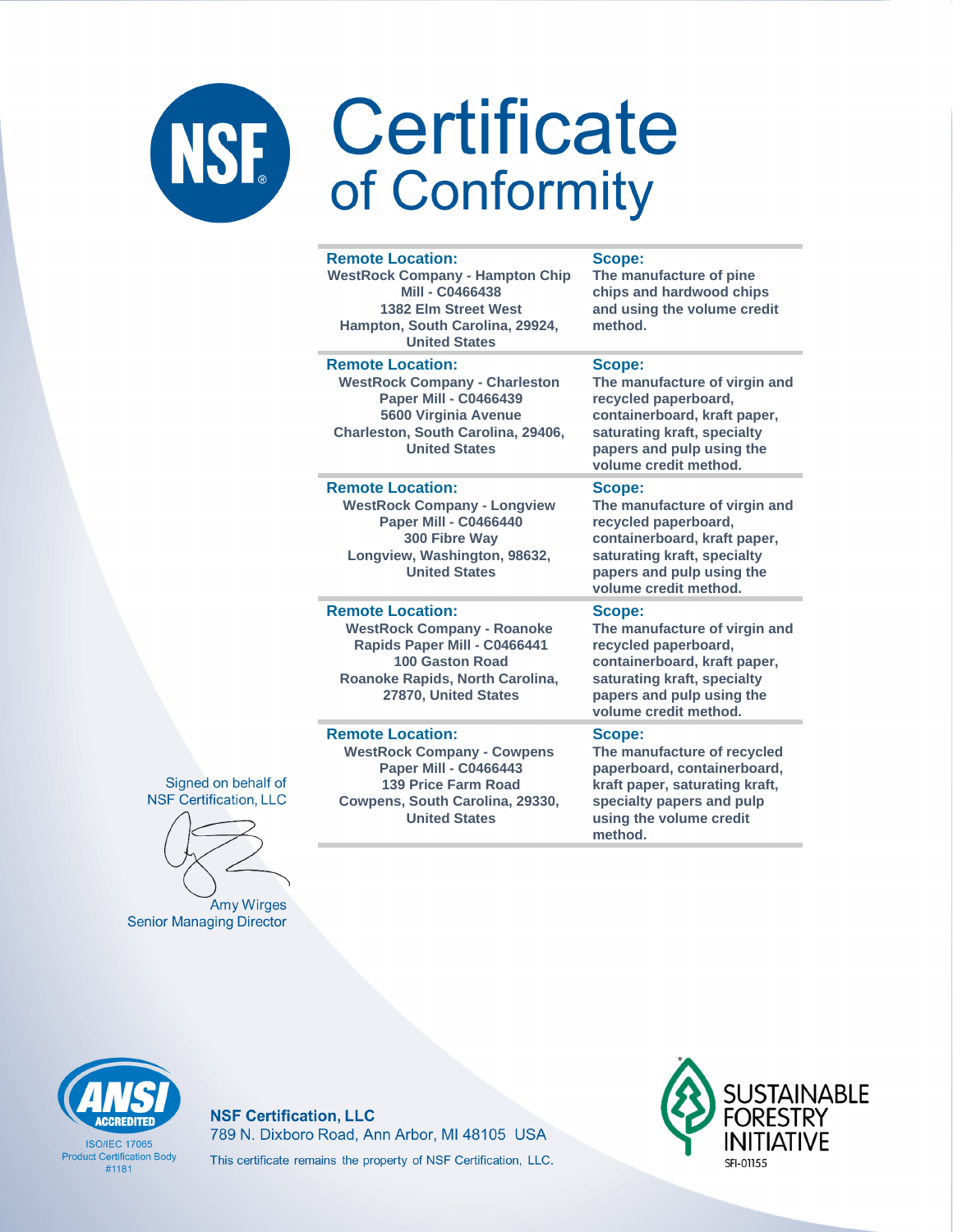# Certificate of Conformity

| Remote Location: | Scope: |
|---|---|
| WestRock Company - Hampton Chip Mill - C0466438<br>1382 Elm Street West<br>Hampton, South Carolina, 29924, United States | The manufacture of pine chips and hardwood chips and using the volume credit method. |
| WestRock Company - Charleston Paper Mill - C0466439<br>5600 Virginia Avenue<br>Charleston, South Carolina, 29406, United States | The manufacture of virgin and recycled paperboard, containerboard, kraft paper, saturating kraft, specialty papers and pulp using the volume credit method. |
| WestRock Company - Longview Paper Mill - C0466440<br>300 Fibre Way<br>Longview, Washington, 98632, United States | The manufacture of virgin and recycled paperboard, containerboard, kraft paper, saturating kraft, specialty papers and pulp using the volume credit method. |
| WestRock Company - Roanoke Rapids Paper Mill - C0466441<br>100 Gaston Road<br>Roanoke Rapids, North Carolina, 27870, United States | The manufacture of virgin and recycled paperboard, containerboard, kraft paper, saturating kraft, specialty papers and pulp using the volume credit method. |
| WestRock Company - Cowpens Paper Mill - C0466443<br>139 Price Farm Road<br>Cowpens, South Carolina, 29330, United States | The manufacture of recycled paperboard, containerboard, kraft paper, saturating kraft, specialty papers and pulp using the volume credit method. |

Signed on behalf of NSF Certification, LLC

Amy Wirges
Senior Managing Director

ANSI ACCREDITED
ISO/IEC 17065
Product Certification Body
#1181

**NSF Certification, LLC**
789 N. Dixboro Road, Ann Arbor, MI 48105 USA
This certificate remains the property of NSF Certification, LLC.

SUSTAINABLE FORESTRY INITIATIVE
SFI-01155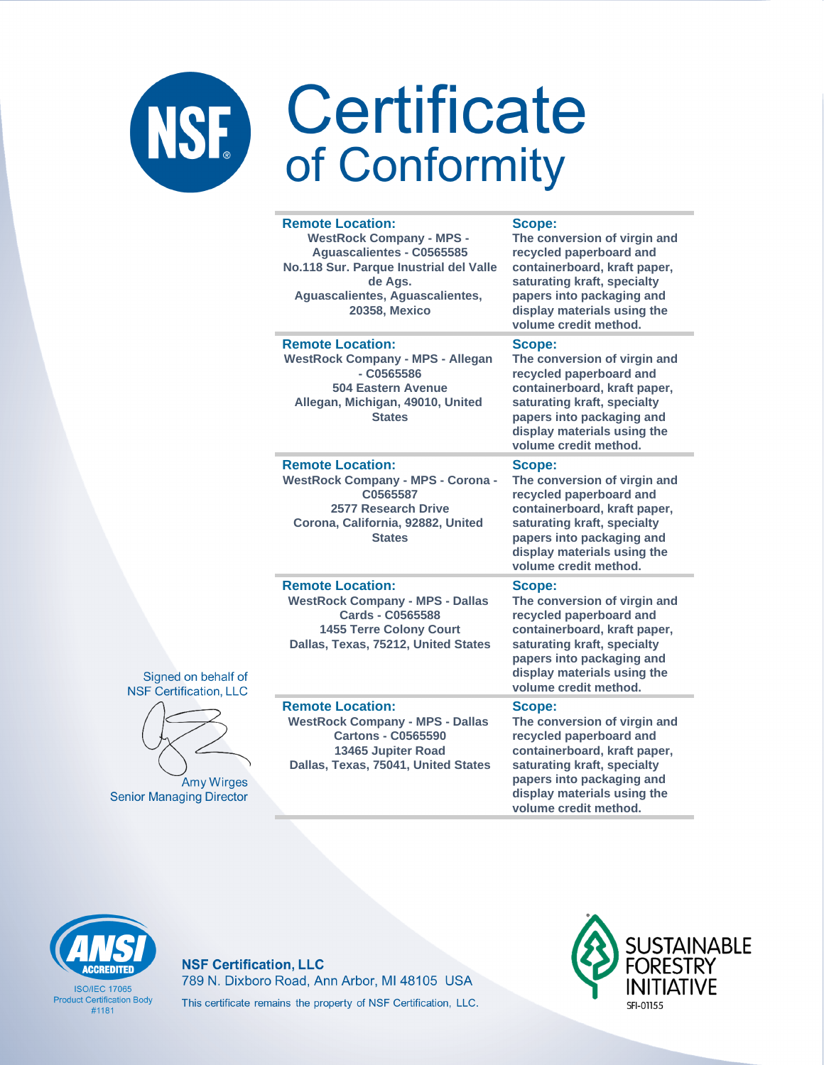# Certificate of Conformity

| Remote Location: | Scope: |
|---|---|
| WestRock Company - MPS - Aguascalientes - C0565585<br>No.118 Sur. Parque Inustrial del Valle de Ags.<br>Aguascalientes, Aguascalientes, 20358, Mexico | The conversion of virgin and recycled paperboard and containerboard, kraft paper, saturating kraft, specialty papers into packaging and display materials using the volume credit method. |
| WestRock Company - MPS - Allegan - C0565586<br>504 Eastern Avenue<br>Allegan, Michigan, 49010, United States | The conversion of virgin and recycled paperboard and containerboard, kraft paper, saturating kraft, specialty papers into packaging and display materials using the volume credit method. |
| WestRock Company - MPS - Corona - C0565587<br>2577 Research Drive<br>Corona, California, 92882, United States | The conversion of virgin and recycled paperboard and containerboard, kraft paper, saturating kraft, specialty papers into packaging and display materials using the volume credit method. |
| WestRock Company - MPS - Dallas Cards - C0565588<br>1455 Terre Colony Court<br>Dallas, Texas, 75212, United States | The conversion of virgin and recycled paperboard and containerboard, kraft paper, saturating kraft, specialty papers into packaging and display materials using the volume credit method. |
| WestRock Company - MPS - Dallas Cartons - C0565590<br>13465 Jupiter Road<br>Dallas, Texas, 75041, United States | The conversion of virgin and recycled paperboard and containerboard, kraft paper, saturating kraft, specialty papers into packaging and display materials using the volume credit method. |

Signed on behalf of NSF Certification, LLC

Amy Wirges
Senior Managing Director

ANSI ACCREDITED
ISO/IEC 17065
Product Certification Body
#1181

**NSF Certification, LLC**
789 N. Dixboro Road, Ann Arbor, MI 48105 USA
This certificate remains the property of NSF Certification, LLC.

SUSTAINABLE FORESTRY INITIATIVE
SFI-01155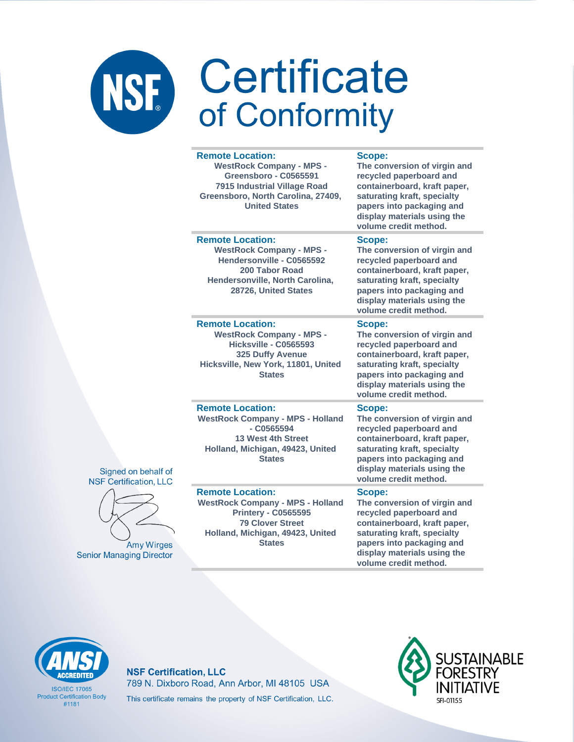# Certificate of Conformity

| Remote Location | Scope |
|---|---|
| WestRock Company - MPS - Greensboro - C0565591<br>7915 Industrial Village Road<br>Greensboro, North Carolina, 27409, United States | The conversion of virgin and recycled paperboard and containerboard, kraft paper, saturating kraft, specialty papers into packaging and display materials using the volume credit method. |
| WestRock Company - MPS - Hendersonville - C0565592<br>200 Tabor Road<br>Hendersonville, North Carolina, 28726, United States | The conversion of virgin and recycled paperboard and containerboard, kraft paper, saturating kraft, specialty papers into packaging and display materials using the volume credit method. |
| WestRock Company - MPS - Hicksville - C0565593<br>325 Duffy Avenue<br>Hicksville, New York, 11801, United States | The conversion of virgin and recycled paperboard and containerboard, kraft paper, saturating kraft, specialty papers into packaging and display materials using the volume credit method. |
| WestRock Company - MPS - Holland - C0565594<br>13 West 4th Street<br>Holland, Michigan, 49423, United States | The conversion of virgin and recycled paperboard and containerboard, kraft paper, saturating kraft, specialty papers into packaging and display materials using the volume credit method. |
| WestRock Company - MPS - Holland Printery - C0565595<br>79 Clover Street<br>Holland, Michigan, 49423, United States | The conversion of virgin and recycled paperboard and containerboard, kraft paper, saturating kraft, specialty papers into packaging and display materials using the volume credit method. |

Signed on behalf of
NSF Certification, LLC

Amy Wirges
Senior Managing Director

ANSI ACCREDITED
ISO/IEC 17065
Product Certification Body
#1181

**NSF Certification, LLC**
789 N. Dixboro Road, Ann Arbor, MI 48105 USA
This certificate remains the property of NSF Certification, LLC.

SUSTAINABLE FORESTRY INITIATIVE
SFI-01155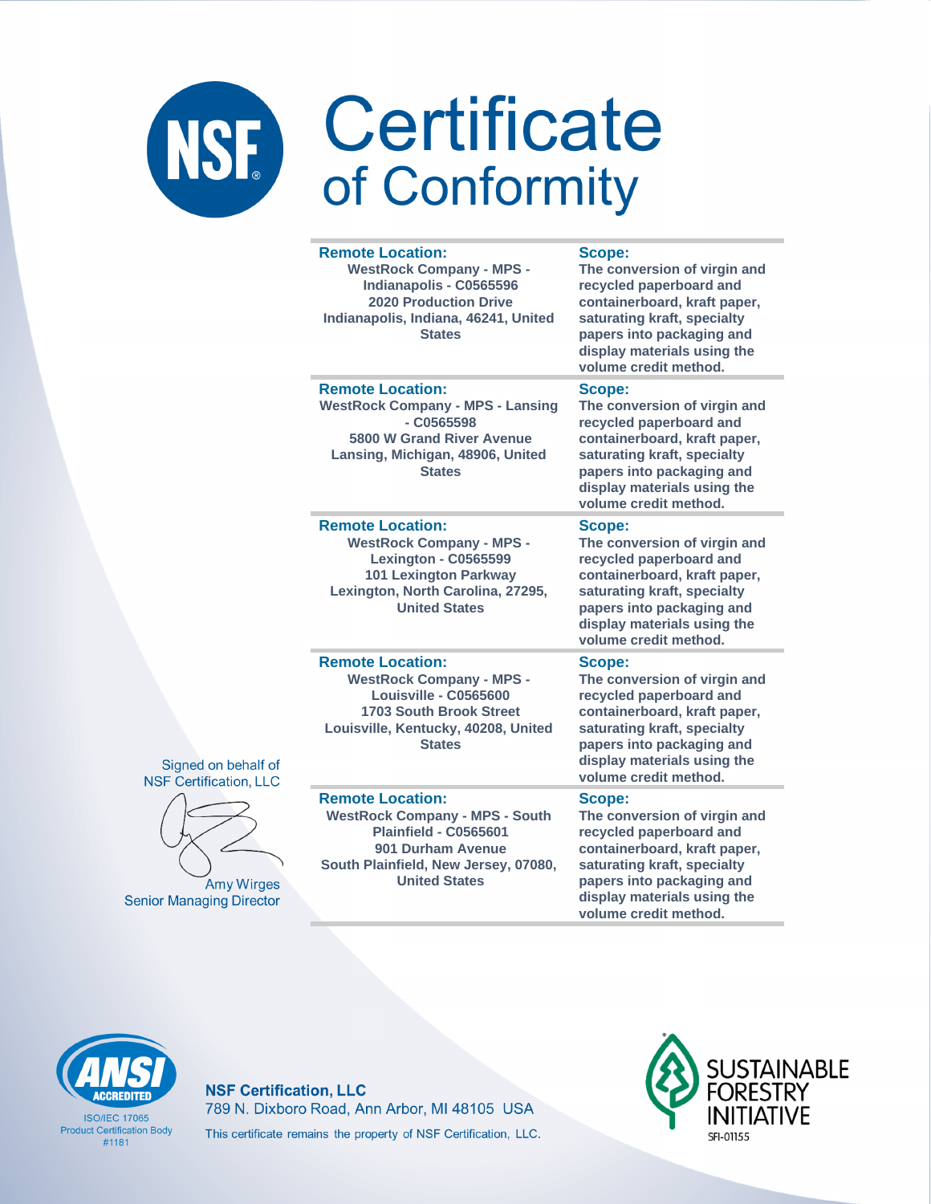# Certificate of Conformity

| Remote Location: | Scope: |
| --- | --- |
| WestRock Company - MPS - Indianapolis - C0565596<br>2020 Production Drive<br>Indianapolis, Indiana, 46241, United States | The conversion of virgin and recycled paperboard and containerboard, kraft paper, saturating kraft, specialty papers into packaging and display materials using the volume credit method. |
| **Remote Location:**<br>WestRock Company - MPS - Lansing - C0565598<br>5800 W Grand River Avenue<br>Lansing, Michigan, 48906, United States | **Scope:**<br>The conversion of virgin and recycled paperboard and containerboard, kraft paper, saturating kraft, specialty papers into packaging and display materials using the volume credit method. |
| **Remote Location:**<br>WestRock Company - MPS - Lexington - C0565599<br>101 Lexington Parkway<br>Lexington, North Carolina, 27295, United States | **Scope:**<br>The conversion of virgin and recycled paperboard and containerboard, kraft paper, saturating kraft, specialty papers into packaging and display materials using the volume credit method. |
| **Remote Location:**<br>WestRock Company - MPS - Louisville - C0565600<br>1703 South Brook Street<br>Louisville, Kentucky, 40208, United States | **Scope:**<br>The conversion of virgin and recycled paperboard and containerboard, kraft paper, saturating kraft, specialty papers into packaging and display materials using the volume credit method. |
| **Remote Location:**<br>WestRock Company - MPS - South Plainfield - C0565601<br>901 Durham Avenue<br>South Plainfield, New Jersey, 07080, United States | **Scope:**<br>The conversion of virgin and recycled paperboard and containerboard, kraft paper, saturating kraft, specialty papers into packaging and display materials using the volume credit method. |

Signed on behalf of
NSF Certification, LLC

Amy Wirges
Senior Managing Director

ANSI ACCREDITED
ISO/IEC 17065
Product Certification Body
#1181

**NSF Certification, LLC**
789 N. Dixboro Road, Ann Arbor, MI 48105 USA
This certificate remains the property of NSF Certification, LLC.

SUSTAINABLE FORESTRY INITIATIVE
SFI-01155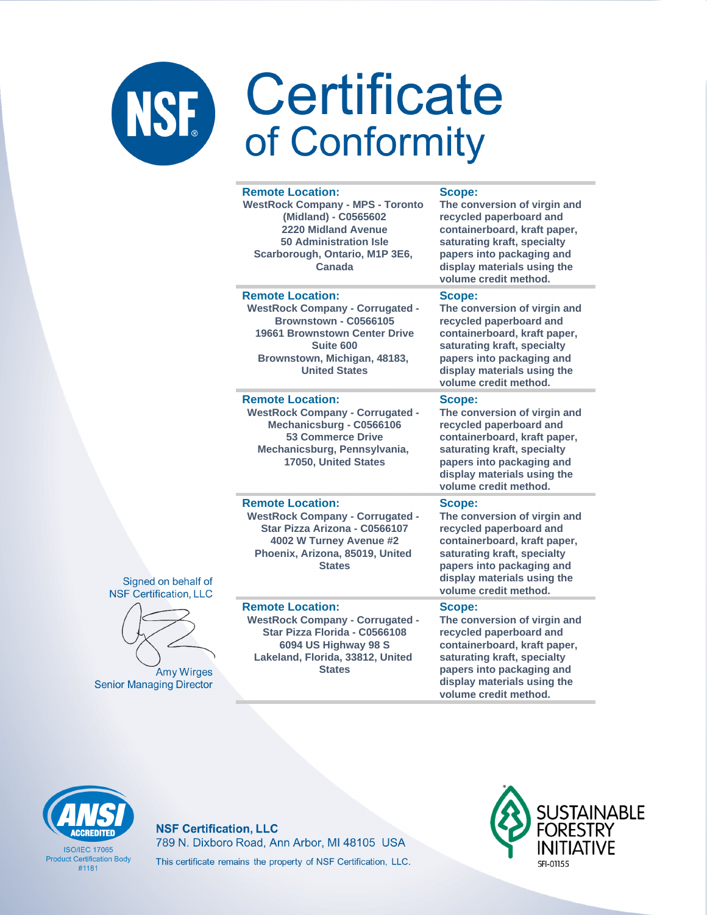# Certificate of Conformity

| Remote Location: | Scope: |
|---|---|
| WestRock Company - MPS - Toronto (Midland) - C0565602<br>2220 Midland Avenue<br>50 Administration Isle<br>Scarborough, Ontario, M1P 3E6, Canada | The conversion of virgin and recycled paperboard and containerboard, kraft paper, saturating kraft, specialty papers into packaging and display materials using the volume credit method. |
| WestRock Company - Corrugated - Brownstown - C0566105<br>19661 Brownstown Center Drive<br>Suite 600<br>Brownstown, Michigan, 48183, United States | The conversion of virgin and recycled paperboard and containerboard, kraft paper, saturating kraft, specialty papers into packaging and display materials using the volume credit method. |
| WestRock Company - Corrugated - Mechanicsburg - C0566106<br>53 Commerce Drive<br>Mechanicsburg, Pennsylvania, 17050, United States | The conversion of virgin and recycled paperboard and containerboard, kraft paper, saturating kraft, specialty papers into packaging and display materials using the volume credit method. |
| WestRock Company - Corrugated - Star Pizza Arizona - C0566107<br>4002 W Turney Avenue #2<br>Phoenix, Arizona, 85019, United States | The conversion of virgin and recycled paperboard and containerboard, kraft paper, saturating kraft, specialty papers into packaging and display materials using the volume credit method. |
| WestRock Company - Corrugated - Star Pizza Florida - C0566108<br>6094 US Highway 98 S<br>Lakeland, Florida, 33812, United States | The conversion of virgin and recycled paperboard and containerboard, kraft paper, saturating kraft, specialty papers into packaging and display materials using the volume credit method. |

Signed on behalf of NSF Certification, LLC

Amy Wirges
Senior Managing Director

ANSI ACCREDITED
ISO/IEC 17065
Product Certification Body
#1181

**NSF Certification, LLC**
789 N. Dixboro Road, Ann Arbor, MI 48105 USA
This certificate remains the property of NSF Certification, LLC.

SUSTAINABLE FORESTRY INITIATIVE
SFI-01155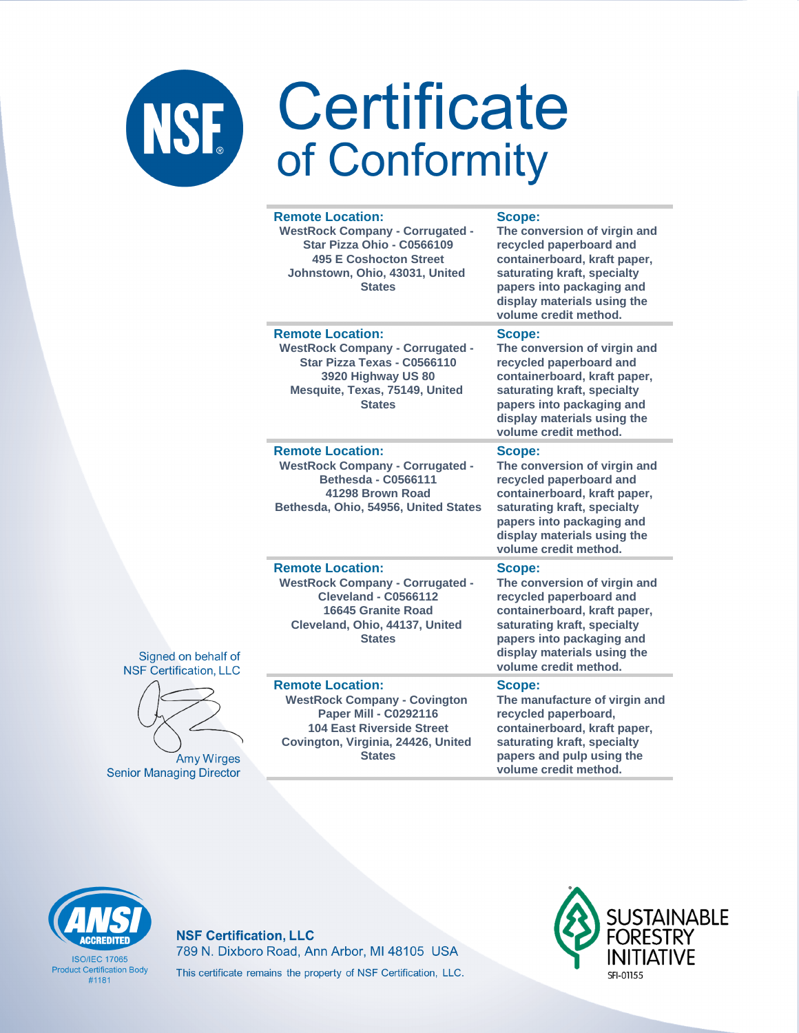# Certificate of Conformity

| Remote Location: | Scope: |
|---|---|
| WestRock Company - Corrugated - Star Pizza Ohio - C0566109 495 E Coshocton Street Johnstown, Ohio, 43031, United States | The conversion of virgin and recycled paperboard and containerboard, kraft paper, saturating kraft, specialty papers into packaging and display materials using the volume credit method. |
| WestRock Company - Corrugated - Star Pizza Texas - C0566110 3920 Highway US 80 Mesquite, Texas, 75149, United States | The conversion of virgin and recycled paperboard and containerboard, kraft paper, saturating kraft, specialty papers into packaging and display materials using the volume credit method. |
| WestRock Company - Corrugated - Bethesda - C0566111 41298 Brown Road Bethesda, Ohio, 54956, United States | The conversion of virgin and recycled paperboard and containerboard, kraft paper, saturating kraft, specialty papers into packaging and display materials using the volume credit method. |
| WestRock Company - Corrugated - Cleveland - C0566112 16645 Granite Road Cleveland, Ohio, 44137, United States | The conversion of virgin and recycled paperboard and containerboard, kraft paper, saturating kraft, specialty papers into packaging and display materials using the volume credit method. |
| WestRock Company - Covington Paper Mill - C0292116 104 East Riverside Street Covington, Virginia, 24426, United States | The manufacture of virgin and recycled paperboard, containerboard, kraft paper, saturating kraft, specialty papers and pulp using the volume credit method. |

Signed on behalf of NSF Certification, LLC

Amy Wirges
Senior Managing Director

ANSI ACCREDITED
ISO/IEC 17065
Product Certification Body
#1181

**NSF Certification, LLC**
789 N. Dixboro Road, Ann Arbor, MI 48105 USA
This certificate remains the property of NSF Certification, LLC.

SUSTAINABLE FORESTRY INITIATIVE
SFI-01155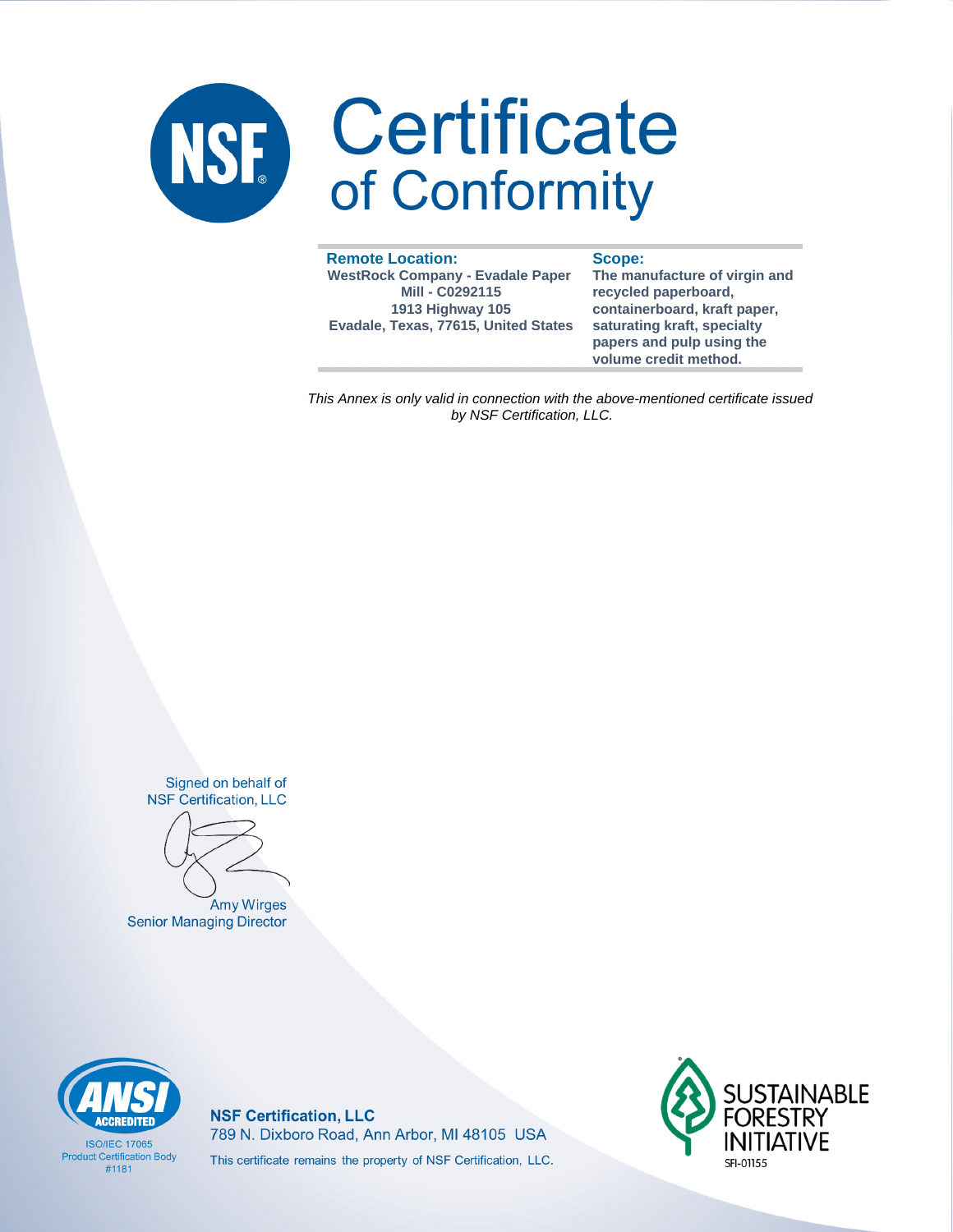# Certificate of Conformity

| Remote Location: | Scope: |
|---|---|
| WestRock Company - Evadale Paper Mill - C0292115<br>1913 Highway 105<br>Evadale, Texas, 77615, United States | The manufacture of virgin and recycled paperboard, containerboard, kraft paper, saturating kraft, specialty papers and pulp using the volume credit method. |

*This Annex is only valid in connection with the above-mentioned certificate issued by NSF Certification, LLC.*

Signed on behalf of
NSF Certification, LLC

Amy Wirges
Senior Managing Director

ANSI ACCREDITED
ISO/IEC 17065
Product Certification Body
#1181

**NSF Certification, LLC**
789 N. Dixboro Road, Ann Arbor, MI 48105 USA
This certificate remains the property of NSF Certification, LLC.

SUSTAINABLE FORESTRY INITIATIVE
SFI-01155